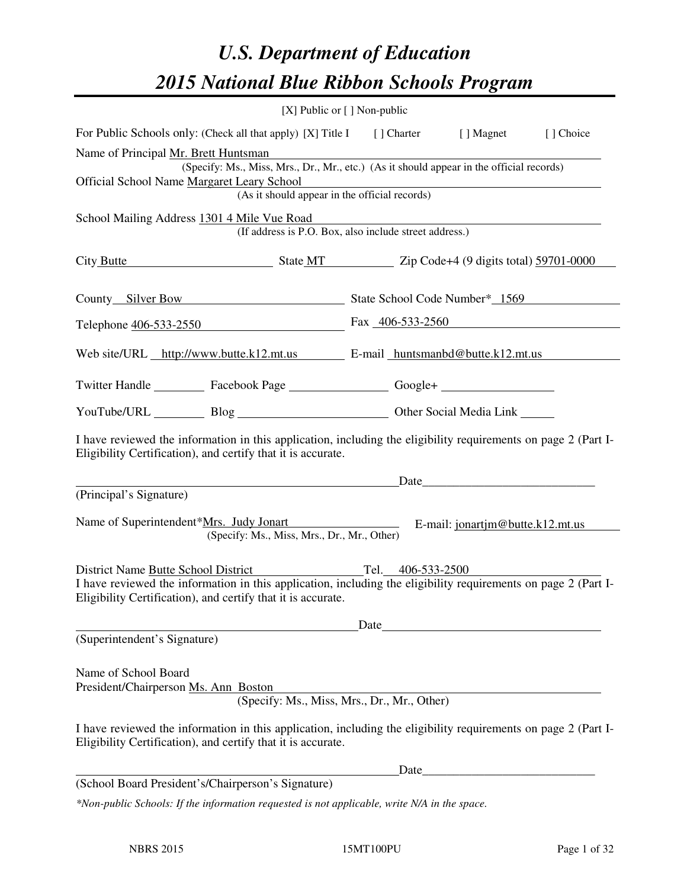# U.S. Department of Education
# 2015 National Blue Ribbon Schools Program

[X] Public or [ ] Non-public

For Public Schools only: (Check all that apply) [X] Title I [ ] Charter [ ] Magnet [ ] Choice

Name of Principal Mr. Brett Huntsman
(Specify: Ms., Miss, Mrs., Dr., Mr., etc.) (As it should appear in the official records)

Official School Name Margaret Leary School
(As it should appear in the official records)

School Mailing Address 1301 4 Mile Vue Road
(If address is P.O. Box, also include street address.)

City Butte State MT Zip Code+4 (9 digits total) 59701-0000

County Silver Bow State School Code Number* 1569

Telephone 406-533-2550 Fax 406-533-2560

Web site/URL http://www.butte.k12.mt.us E-mail huntsmanbd@butte.k12.mt.us

Twitter Handle ________ Facebook Page ________ Google+ ________

YouTube/URL ________ Blog ________ Other Social Media Link ________

I have reviewed the information in this application, including the eligibility requirements on page 2 (Part I-Eligibility Certification), and certify that it is accurate.

_______________________________ Date ________________

(Principal's Signature)

Name of Superintendent*Mrs. Judy Jonart E-mail: jonartjm@butte.k12.mt.us
(Specify: Ms., Miss, Mrs., Dr., Mr., Other)

District Name Butte School District Tel. 406-533-2500

I have reviewed the information in this application, including the eligibility requirements on page 2 (Part I-Eligibility Certification), and certify that it is accurate.

_______________________________ Date ________________

(Superintendent's Signature)

Name of School Board
President/Chairperson Ms. Ann Boston
(Specify: Ms., Miss, Mrs., Dr., Mr., Other)

I have reviewed the information in this application, including the eligibility requirements on page 2 (Part I-Eligibility Certification), and certify that it is accurate.

_______________________________ Date ________________

(School Board President's/Chairperson's Signature)

*Non-public Schools: If the information requested is not applicable, write N/A in the space.*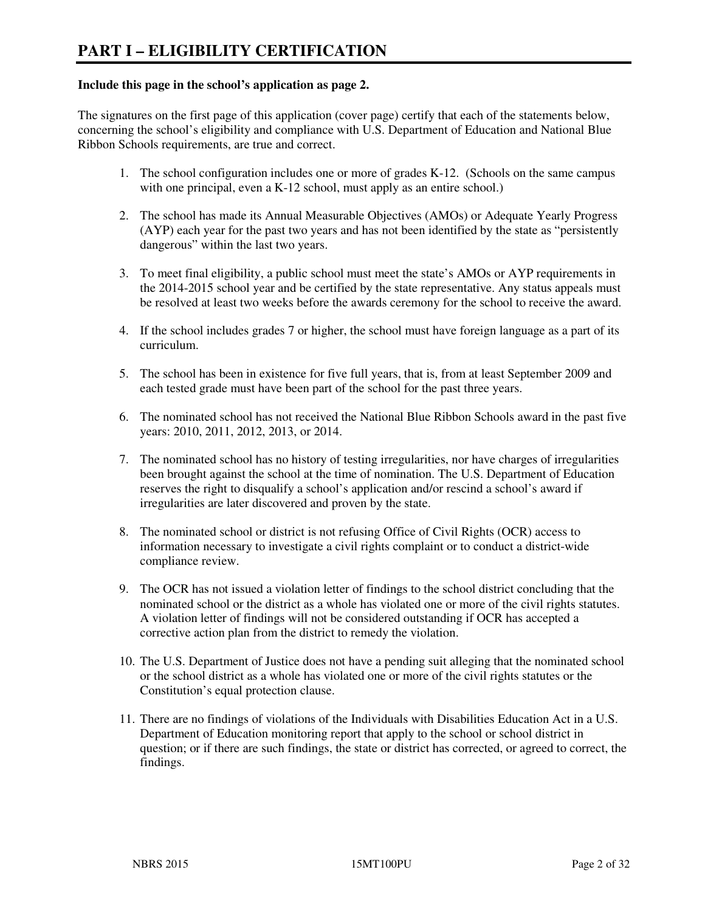# PART I – ELIGIBILITY CERTIFICATION

**Include this page in the school's application as page 2.**

The signatures on the first page of this application (cover page) certify that each of the statements below, concerning the school's eligibility and compliance with U.S. Department of Education and National Blue Ribbon Schools requirements, are true and correct.

1. The school configuration includes one or more of grades K-12. (Schools on the same campus with one principal, even a K-12 school, must apply as an entire school.)

2. The school has made its Annual Measurable Objectives (AMOs) or Adequate Yearly Progress (AYP) each year for the past two years and has not been identified by the state as "persistently dangerous" within the last two years.

3. To meet final eligibility, a public school must meet the state's AMOs or AYP requirements in the 2014-2015 school year and be certified by the state representative. Any status appeals must be resolved at least two weeks before the awards ceremony for the school to receive the award.

4. If the school includes grades 7 or higher, the school must have foreign language as a part of its curriculum.

5. The school has been in existence for five full years, that is, from at least September 2009 and each tested grade must have been part of the school for the past three years.

6. The nominated school has not received the National Blue Ribbon Schools award in the past five years: 2010, 2011, 2012, 2013, or 2014.

7. The nominated school has no history of testing irregularities, nor have charges of irregularities been brought against the school at the time of nomination. The U.S. Department of Education reserves the right to disqualify a school's application and/or rescind a school's award if irregularities are later discovered and proven by the state.

8. The nominated school or district is not refusing Office of Civil Rights (OCR) access to information necessary to investigate a civil rights complaint or to conduct a district-wide compliance review.

9. The OCR has not issued a violation letter of findings to the school district concluding that the nominated school or the district as a whole has violated one or more of the civil rights statutes. A violation letter of findings will not be considered outstanding if OCR has accepted a corrective action plan from the district to remedy the violation.

10. The U.S. Department of Justice does not have a pending suit alleging that the nominated school or the school district as a whole has violated one or more of the civil rights statutes or the Constitution's equal protection clause.

11. There are no findings of violations of the Individuals with Disabilities Education Act in a U.S. Department of Education monitoring report that apply to the school or school district in question; or if there are such findings, the state or district has corrected, or agreed to correct, the findings.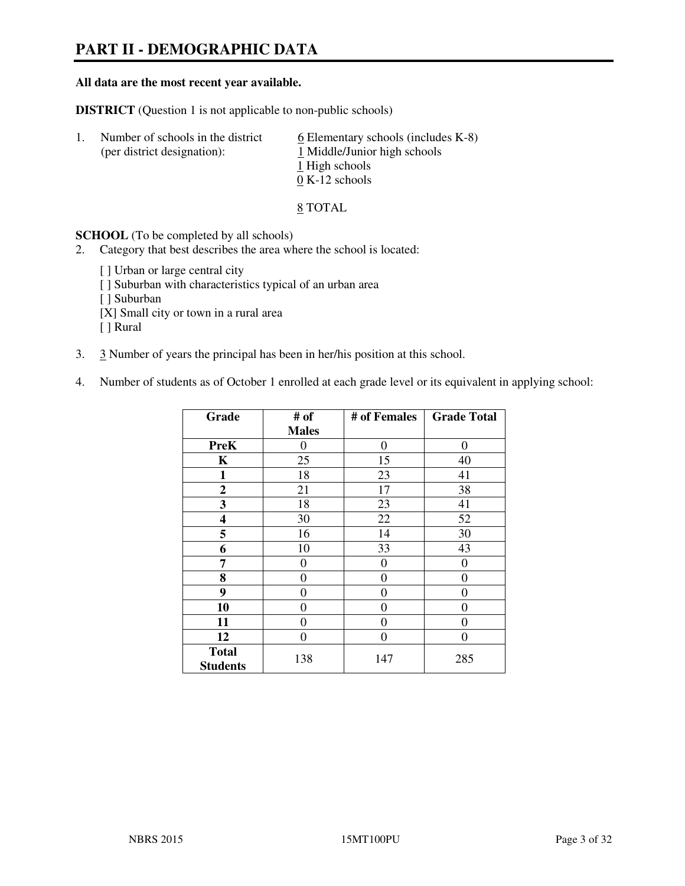# PART II - DEMOGRAPHIC DATA

**All data are the most recent year available.**

**DISTRICT** (Question 1 is not applicable to non-public schools)

1. Number of schools in the district (per district designation):
   6 Elementary schools (includes K-8)
   1 Middle/Junior high schools
   1 High schools
   0 K-12 schools

   8 TOTAL

**SCHOOL** (To be completed by all schools)

2. Category that best describes the area where the school is located:

   [ ] Urban or large central city
   [ ] Suburban with characteristics typical of an urban area
   [ ] Suburban
   [X] Small city or town in a rural area
   [ ] Rural

3. 3 Number of years the principal has been in her/his position at this school.

4. Number of students as of October 1 enrolled at each grade level or its equivalent in applying school:

| Grade | # of Males | # of Females | Grade Total |
|---|---|---|---|
| **PreK** | 0 | 0 | 0 |
| **K** | 25 | 15 | 40 |
| **1** | 18 | 23 | 41 |
| **2** | 21 | 17 | 38 |
| **3** | 18 | 23 | 41 |
| **4** | 30 | 22 | 52 |
| **5** | 16 | 14 | 30 |
| **6** | 10 | 33 | 43 |
| **7** | 0 | 0 | 0 |
| **8** | 0 | 0 | 0 |
| **9** | 0 | 0 | 0 |
| **10** | 0 | 0 | 0 |
| **11** | 0 | 0 | 0 |
| **12** | 0 | 0 | 0 |
| **Total Students** | 138 | 147 | 285 |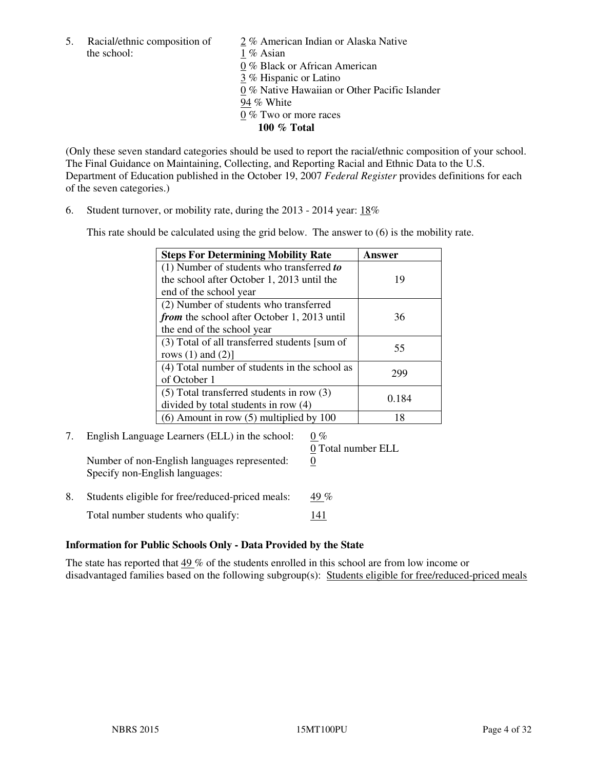5. Racial/ethnic composition of the school:

   2 % American Indian or Alaska Native
   1 % Asian
   0 % Black or African American
   3 % Hispanic or Latino
   0 % Native Hawaiian or Other Pacific Islander
   94 % White
   0 % Two or more races
   **100 % Total**

(Only these seven standard categories should be used to report the racial/ethnic composition of your school. The Final Guidance on Maintaining, Collecting, and Reporting Racial and Ethnic Data to the U.S. Department of Education published in the October 19, 2007 *Federal Register* provides definitions for each of the seven categories.)

6. Student turnover, or mobility rate, during the 2013 - 2014 year: 18%

   This rate should be calculated using the grid below. The answer to (6) is the mobility rate.

| **Steps For Determining Mobility Rate** | **Answer** |
|---|---|
| (1) Number of students who transferred ***to*** the school after October 1, 2013 until the end of the school year | 19 |
| (2) Number of students who transferred ***from*** the school after October 1, 2013 until the end of the school year | 36 |
| (3) Total of all transferred students [sum of rows (1) and (2)] | 55 |
| (4) Total number of students in the school as of October 1 | 299 |
| (5) Total transferred students in row (3) divided by total students in row (4) | 0.184 |
| (6) Amount in row (5) multiplied by 100 | 18 |

7. English Language Learners (ELL) in the school: 0 %

   0 Total number ELL

   Number of non-English languages represented: 0

   Specify non-English languages:

8. Students eligible for free/reduced-priced meals: 49 %

   Total number students who qualify: 141

### Information for Public Schools Only - Data Provided by the State

The state has reported that 49 % of the students enrolled in this school are from low income or disadvantaged families based on the following subgroup(s): Students eligible for free/reduced-priced meals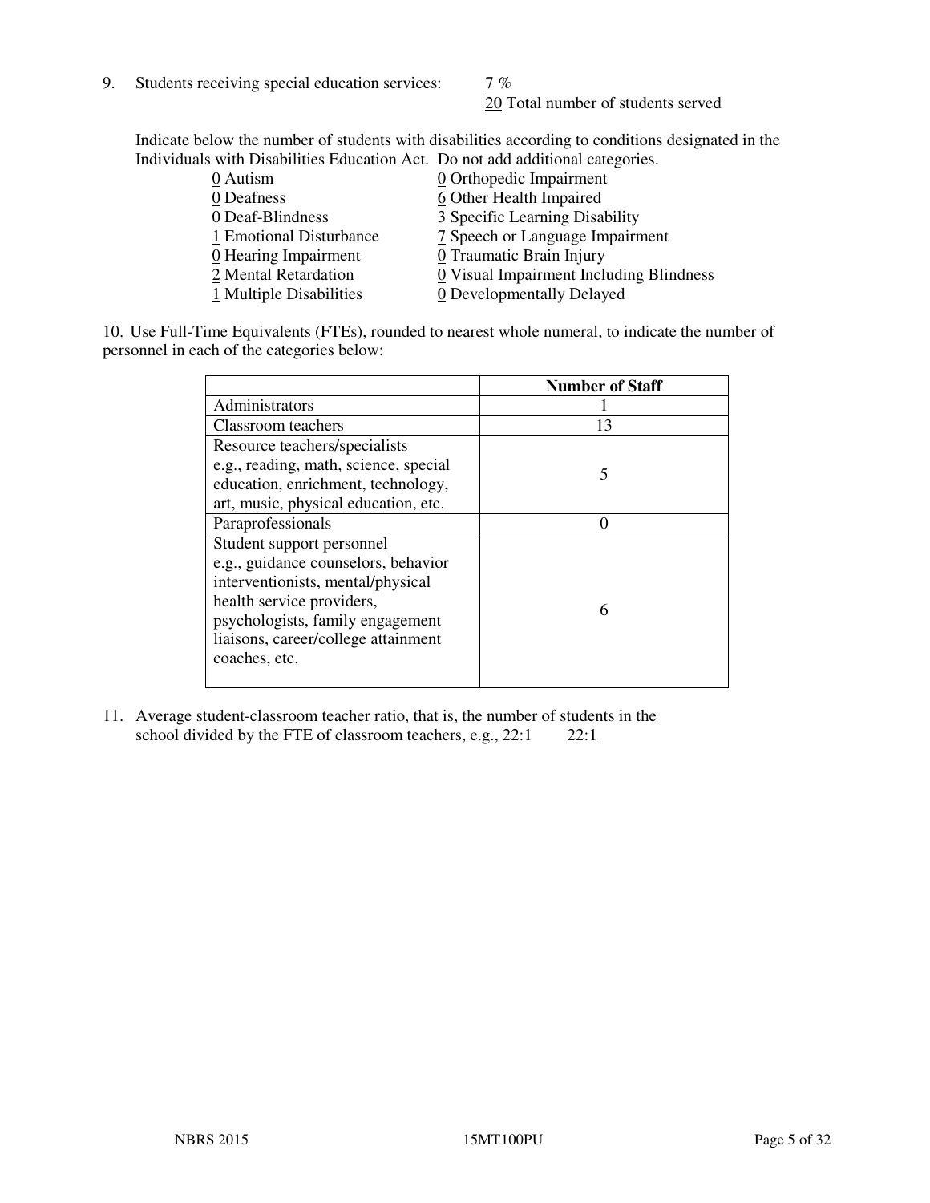9. Students receiving special education services: 7 %
   20 Total number of students served

   Indicate below the number of students with disabilities according to conditions designated in the Individuals with Disabilities Education Act. Do not add additional categories.

   0 Autism
   0 Deafness
   0 Deaf-Blindness
   1 Emotional Disturbance
   0 Hearing Impairment
   2 Mental Retardation
   1 Multiple Disabilities
   0 Orthopedic Impairment
   6 Other Health Impaired
   3 Specific Learning Disability
   7 Speech or Language Impairment
   0 Traumatic Brain Injury
   0 Visual Impairment Including Blindness
   0 Developmentally Delayed

10. Use Full-Time Equivalents (FTEs), rounded to nearest whole numeral, to indicate the number of personnel in each of the categories below:

| | **Number of Staff** |
|---|---|
| Administrators | 1 |
| Classroom teachers | 13 |
| Resource teachers/specialists e.g., reading, math, science, special education, enrichment, technology, art, music, physical education, etc. | 5 |
| Paraprofessionals | 0 |
| Student support personnel e.g., guidance counselors, behavior interventionists, mental/physical health service providers, psychologists, family engagement liaisons, career/college attainment coaches, etc. | 6 |

11. Average student-classroom teacher ratio, that is, the number of students in the school divided by the FTE of classroom teachers, e.g., 22:1 22:1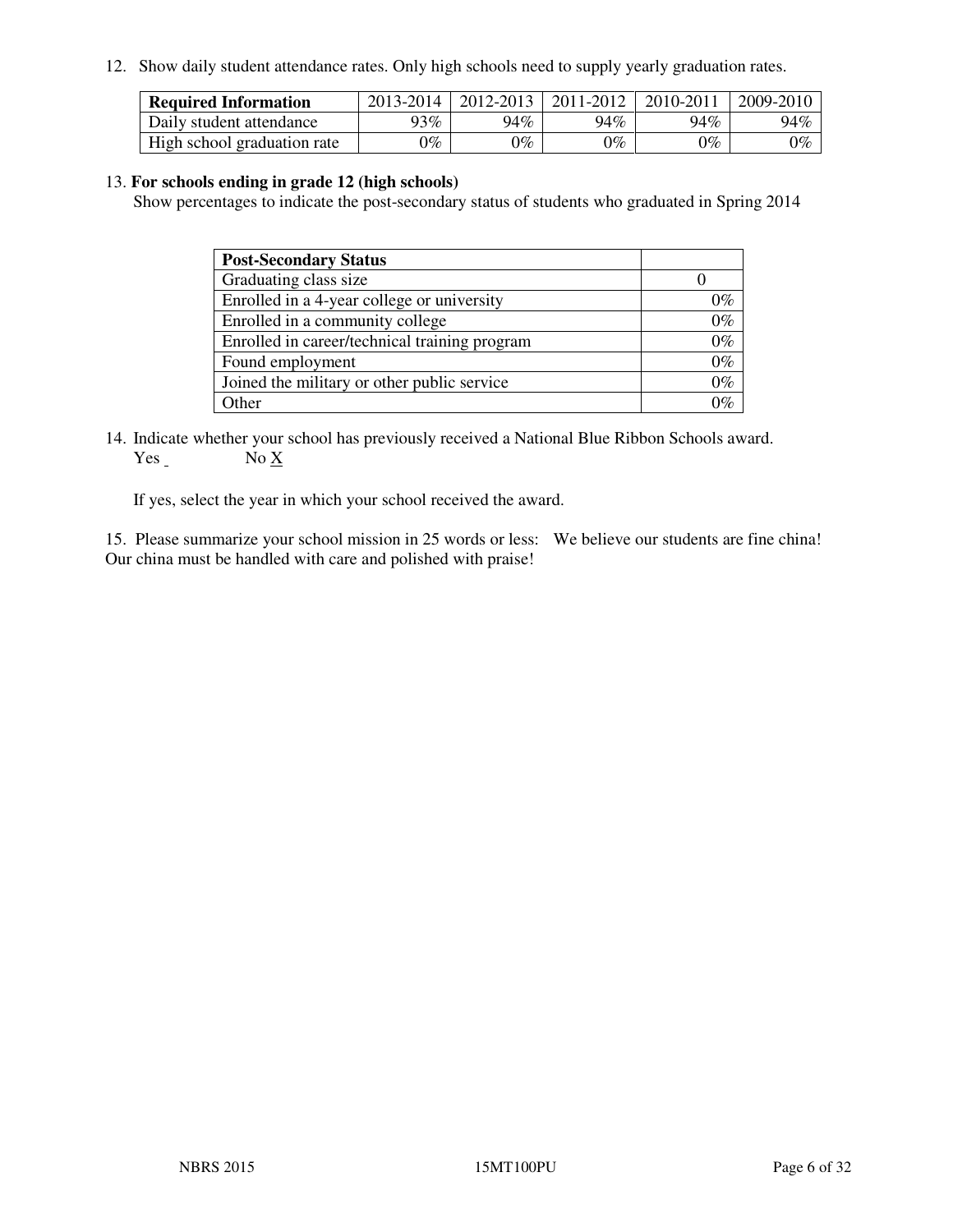12. Show daily student attendance rates. Only high schools need to supply yearly graduation rates.

| **Required Information** | 2013-2014 | 2012-2013 | 2011-2012 | 2010-2011 | 2009-2010 |
|---|---|---|---|---|---|
| Daily student attendance | 93% | 94% | 94% | 94% | 94% |
| High school graduation rate | 0% | 0% | 0% | 0% | 0% |

13. **For schools ending in grade 12 (high schools)**
Show percentages to indicate the post-secondary status of students who graduated in Spring 2014

| **Post-Secondary Status** | |
|---|---|
| Graduating class size | 0 |
| Enrolled in a 4-year college or university | 0% |
| Enrolled in a community college | 0% |
| Enrolled in career/technical training program | 0% |
| Found employment | 0% |
| Joined the military or other public service | 0% |
| Other | 0% |

14. Indicate whether your school has previously received a National Blue Ribbon Schools award.
Yes _ No X

If yes, select the year in which your school received the award.

15. Please summarize your school mission in 25 words or less: We believe our students are fine china! Our china must be handled with care and polished with praise!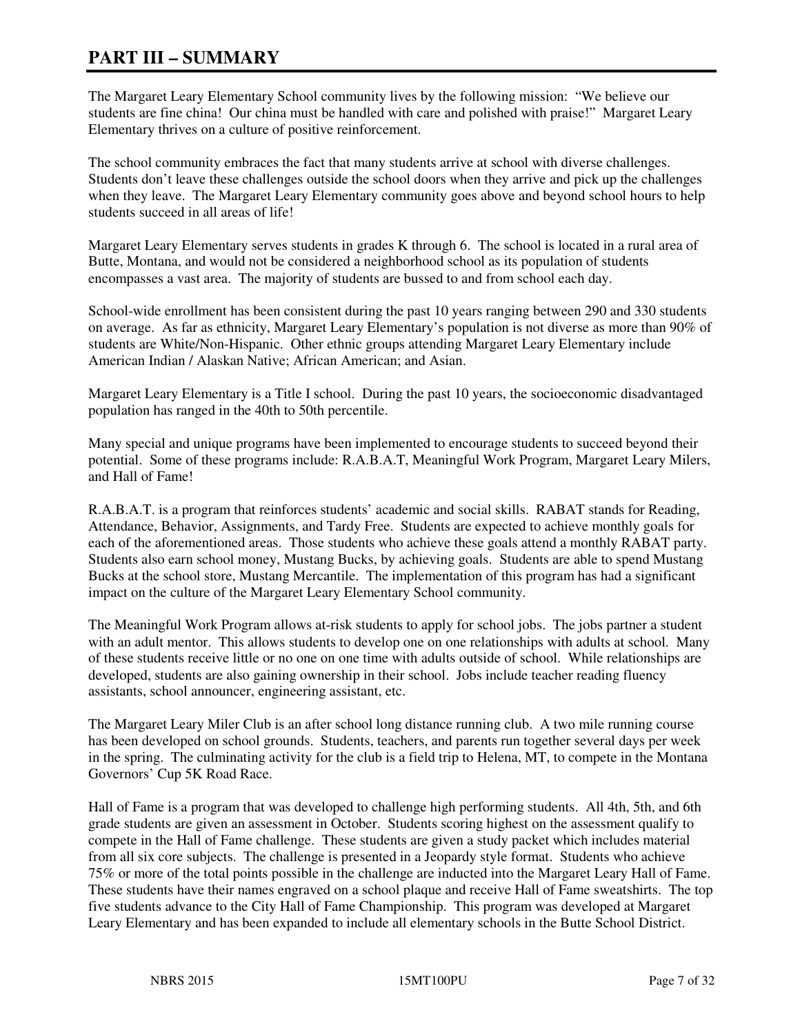# PART III – SUMMARY

The Margaret Leary Elementary School community lives by the following mission: "We believe our students are fine china! Our china must be handled with care and polished with praise!" Margaret Leary Elementary thrives on a culture of positive reinforcement.

The school community embraces the fact that many students arrive at school with diverse challenges. Students don't leave these challenges outside the school doors when they arrive and pick up the challenges when they leave. The Margaret Leary Elementary community goes above and beyond school hours to help students succeed in all areas of life!

Margaret Leary Elementary serves students in grades K through 6. The school is located in a rural area of Butte, Montana, and would not be considered a neighborhood school as its population of students encompasses a vast area. The majority of students are bussed to and from school each day.

School-wide enrollment has been consistent during the past 10 years ranging between 290 and 330 students on average. As far as ethnicity, Margaret Leary Elementary's population is not diverse as more than 90% of students are White/Non-Hispanic. Other ethnic groups attending Margaret Leary Elementary include American Indian / Alaskan Native; African American; and Asian.

Margaret Leary Elementary is a Title I school. During the past 10 years, the socioeconomic disadvantaged population has ranged in the 40th to 50th percentile.

Many special and unique programs have been implemented to encourage students to succeed beyond their potential. Some of these programs include: R.A.B.A.T, Meaningful Work Program, Margaret Leary Milers, and Hall of Fame!

R.A.B.A.T. is a program that reinforces students' academic and social skills. RABAT stands for Reading, Attendance, Behavior, Assignments, and Tardy Free. Students are expected to achieve monthly goals for each of the aforementioned areas. Those students who achieve these goals attend a monthly RABAT party. Students also earn school money, Mustang Bucks, by achieving goals. Students are able to spend Mustang Bucks at the school store, Mustang Mercantile. The implementation of this program has had a significant impact on the culture of the Margaret Leary Elementary School community.

The Meaningful Work Program allows at-risk students to apply for school jobs. The jobs partner a student with an adult mentor. This allows students to develop one on one relationships with adults at school. Many of these students receive little or no one on one time with adults outside of school. While relationships are developed, students are also gaining ownership in their school. Jobs include teacher reading fluency assistants, school announcer, engineering assistant, etc.

The Margaret Leary Miler Club is an after school long distance running club. A two mile running course has been developed on school grounds. Students, teachers, and parents run together several days per week in the spring. The culminating activity for the club is a field trip to Helena, MT, to compete in the Montana Governors' Cup 5K Road Race.

Hall of Fame is a program that was developed to challenge high performing students. All 4th, 5th, and 6th grade students are given an assessment in October. Students scoring highest on the assessment qualify to compete in the Hall of Fame challenge. These students are given a study packet which includes material from all six core subjects. The challenge is presented in a Jeopardy style format. Students who achieve 75% or more of the total points possible in the challenge are inducted into the Margaret Leary Hall of Fame. These students have their names engraved on a school plaque and receive Hall of Fame sweatshirts. The top five students advance to the City Hall of Fame Championship. This program was developed at Margaret Leary Elementary and has been expanded to include all elementary schools in the Butte School District.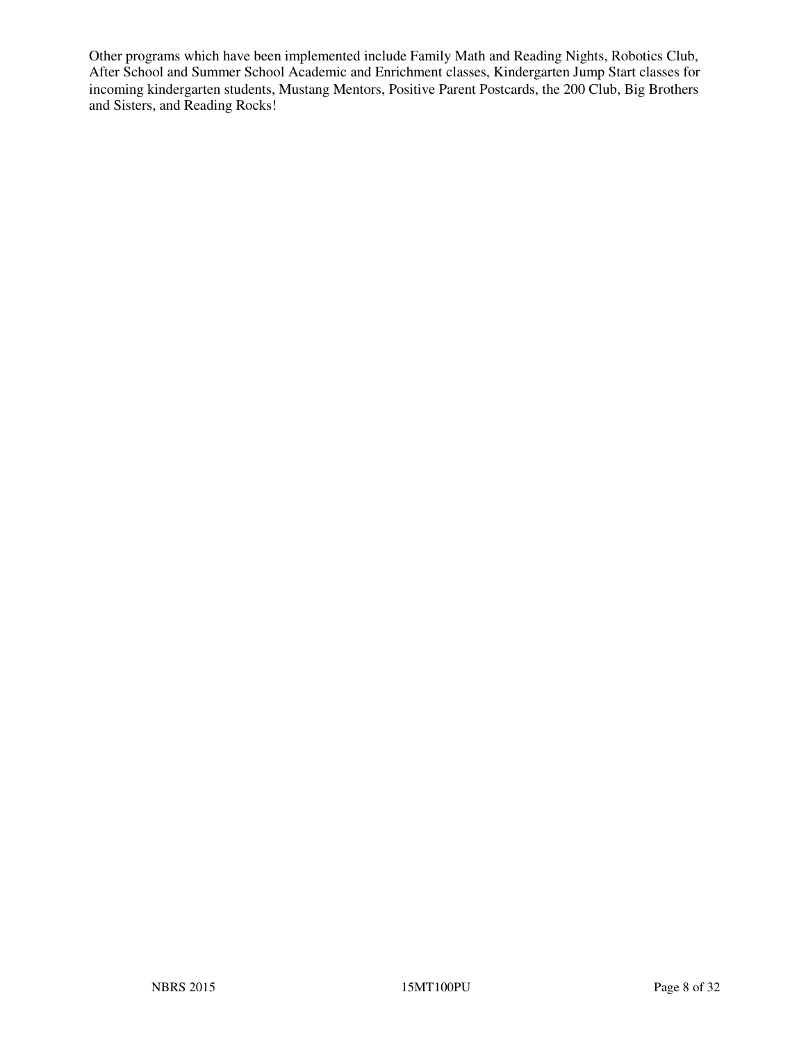Other programs which have been implemented include Family Math and Reading Nights, Robotics Club, After School and Summer School Academic and Enrichment classes, Kindergarten Jump Start classes for incoming kindergarten students, Mustang Mentors, Positive Parent Postcards, the 200 Club, Big Brothers and Sisters, and Reading Rocks!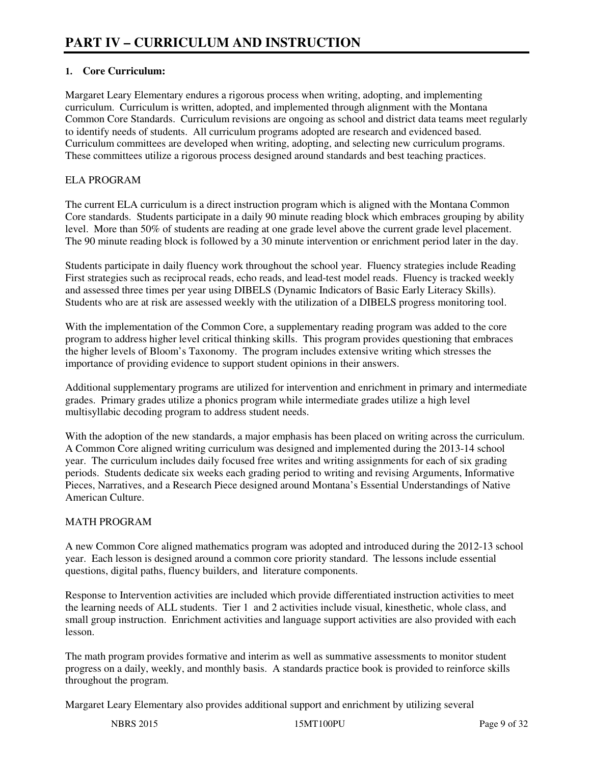# PART IV – CURRICULUM AND INSTRUCTION

**1. Core Curriculum:**

Margaret Leary Elementary endures a rigorous process when writing, adopting, and implementing curriculum. Curriculum is written, adopted, and implemented through alignment with the Montana Common Core Standards. Curriculum revisions are ongoing as school and district data teams meet regularly to identify needs of students. All curriculum programs adopted are research and evidenced based. Curriculum committees are developed when writing, adopting, and selecting new curriculum programs. These committees utilize a rigorous process designed around standards and best teaching practices.

ELA PROGRAM

The current ELA curriculum is a direct instruction program which is aligned with the Montana Common Core standards. Students participate in a daily 90 minute reading block which embraces grouping by ability level. More than 50% of students are reading at one grade level above the current grade level placement. The 90 minute reading block is followed by a 30 minute intervention or enrichment period later in the day.

Students participate in daily fluency work throughout the school year. Fluency strategies include Reading First strategies such as reciprocal reads, echo reads, and lead-test model reads. Fluency is tracked weekly and assessed three times per year using DIBELS (Dynamic Indicators of Basic Early Literacy Skills). Students who are at risk are assessed weekly with the utilization of a DIBELS progress monitoring tool.

With the implementation of the Common Core, a supplementary reading program was added to the core program to address higher level critical thinking skills. This program provides questioning that embraces the higher levels of Bloom's Taxonomy. The program includes extensive writing which stresses the importance of providing evidence to support student opinions in their answers.

Additional supplementary programs are utilized for intervention and enrichment in primary and intermediate grades. Primary grades utilize a phonics program while intermediate grades utilize a high level multisyllabic decoding program to address student needs.

With the adoption of the new standards, a major emphasis has been placed on writing across the curriculum. A Common Core aligned writing curriculum was designed and implemented during the 2013-14 school year. The curriculum includes daily focused free writes and writing assignments for each of six grading periods. Students dedicate six weeks each grading period to writing and revising Arguments, Informative Pieces, Narratives, and a Research Piece designed around Montana's Essential Understandings of Native American Culture.

MATH PROGRAM

A new Common Core aligned mathematics program was adopted and introduced during the 2012-13 school year. Each lesson is designed around a common core priority standard. The lessons include essential questions, digital paths, fluency builders, and literature components.

Response to Intervention activities are included which provide differentiated instruction activities to meet the learning needs of ALL students. Tier 1 and 2 activities include visual, kinesthetic, whole class, and small group instruction. Enrichment activities and language support activities are also provided with each lesson.

The math program provides formative and interim as well as summative assessments to monitor student progress on a daily, weekly, and monthly basis. A standards practice book is provided to reinforce skills throughout the program.

Margaret Leary Elementary also provides additional support and enrichment by utilizing several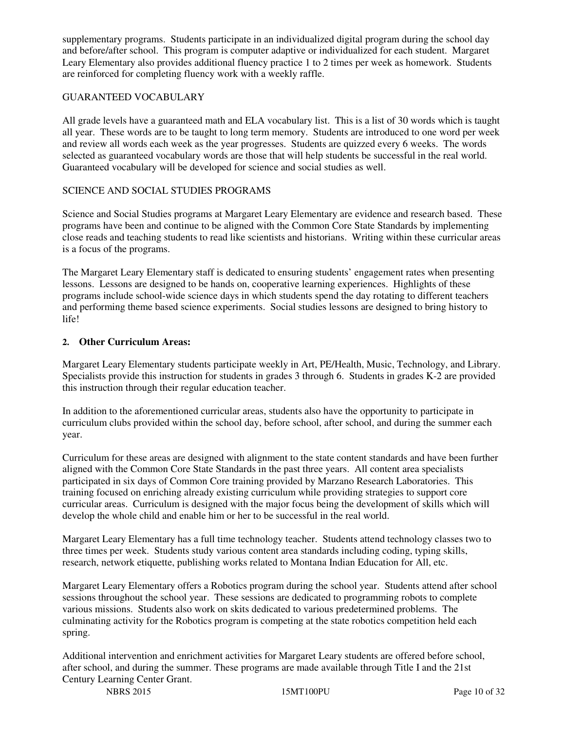supplementary programs. Students participate in an individualized digital program during the school day and before/after school. This program is computer adaptive or individualized for each student. Margaret Leary Elementary also provides additional fluency practice 1 to 2 times per week as homework. Students are reinforced for completing fluency work with a weekly raffle.

GUARANTEED VOCABULARY

All grade levels have a guaranteed math and ELA vocabulary list. This is a list of 30 words which is taught all year. These words are to be taught to long term memory. Students are introduced to one word per week and review all words each week as the year progresses. Students are quizzed every 6 weeks. The words selected as guaranteed vocabulary words are those that will help students be successful in the real world. Guaranteed vocabulary will be developed for science and social studies as well.

SCIENCE AND SOCIAL STUDIES PROGRAMS

Science and Social Studies programs at Margaret Leary Elementary are evidence and research based. These programs have been and continue to be aligned with the Common Core State Standards by implementing close reads and teaching students to read like scientists and historians. Writing within these curricular areas is a focus of the programs.

The Margaret Leary Elementary staff is dedicated to ensuring students' engagement rates when presenting lessons. Lessons are designed to be hands on, cooperative learning experiences. Highlights of these programs include school-wide science days in which students spend the day rotating to different teachers and performing theme based science experiments. Social studies lessons are designed to bring history to life!

**2. Other Curriculum Areas:**

Margaret Leary Elementary students participate weekly in Art, PE/Health, Music, Technology, and Library. Specialists provide this instruction for students in grades 3 through 6. Students in grades K-2 are provided this instruction through their regular education teacher.

In addition to the aforementioned curricular areas, students also have the opportunity to participate in curriculum clubs provided within the school day, before school, after school, and during the summer each year.

Curriculum for these areas are designed with alignment to the state content standards and have been further aligned with the Common Core State Standards in the past three years. All content area specialists participated in six days of Common Core training provided by Marzano Research Laboratories. This training focused on enriching already existing curriculum while providing strategies to support core curricular areas. Curriculum is designed with the major focus being the development of skills which will develop the whole child and enable him or her to be successful in the real world.

Margaret Leary Elementary has a full time technology teacher. Students attend technology classes two to three times per week. Students study various content area standards including coding, typing skills, research, network etiquette, publishing works related to Montana Indian Education for All, etc.

Margaret Leary Elementary offers a Robotics program during the school year. Students attend after school sessions throughout the school year. These sessions are dedicated to programming robots to complete various missions. Students also work on skits dedicated to various predetermined problems. The culminating activity for the Robotics program is competing at the state robotics competition held each spring.

Additional intervention and enrichment activities for Margaret Leary students are offered before school, after school, and during the summer. These programs are made available through Title I and the 21st Century Learning Center Grant.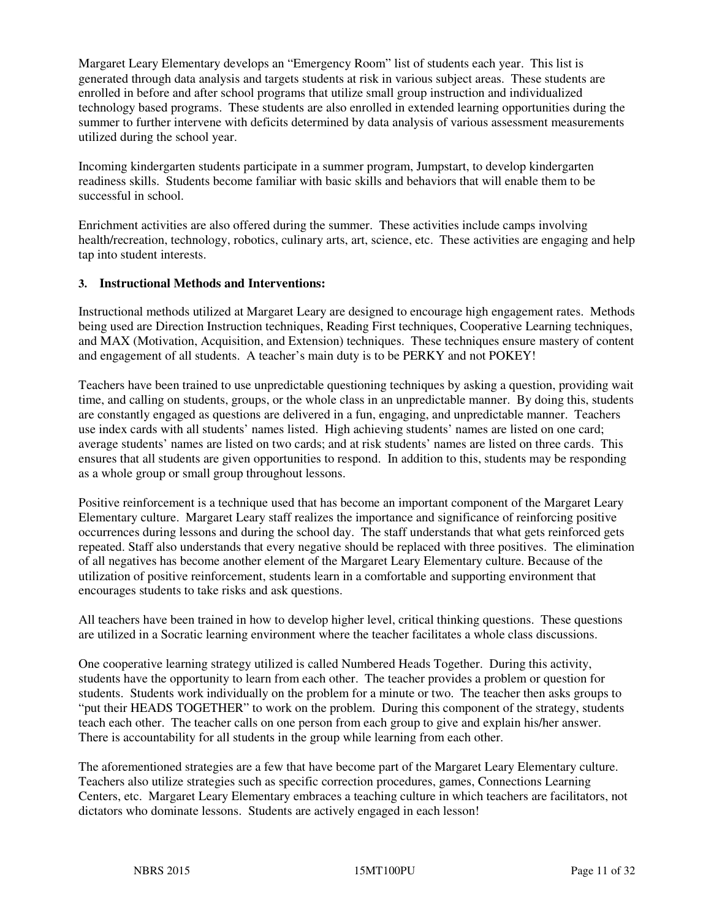Margaret Leary Elementary develops an "Emergency Room" list of students each year. This list is generated through data analysis and targets students at risk in various subject areas. These students are enrolled in before and after school programs that utilize small group instruction and individualized technology based programs. These students are also enrolled in extended learning opportunities during the summer to further intervene with deficits determined by data analysis of various assessment measurements utilized during the school year.

Incoming kindergarten students participate in a summer program, Jumpstart, to develop kindergarten readiness skills. Students become familiar with basic skills and behaviors that will enable them to be successful in school.

Enrichment activities are also offered during the summer. These activities include camps involving health/recreation, technology, robotics, culinary arts, art, science, etc. These activities are engaging and help tap into student interests.

### 3. Instructional Methods and Interventions:

Instructional methods utilized at Margaret Leary are designed to encourage high engagement rates. Methods being used are Direction Instruction techniques, Reading First techniques, Cooperative Learning techniques, and MAX (Motivation, Acquisition, and Extension) techniques. These techniques ensure mastery of content and engagement of all students. A teacher's main duty is to be PERKY and not POKEY!

Teachers have been trained to use unpredictable questioning techniques by asking a question, providing wait time, and calling on students, groups, or the whole class in an unpredictable manner. By doing this, students are constantly engaged as questions are delivered in a fun, engaging, and unpredictable manner. Teachers use index cards with all students' names listed. High achieving students' names are listed on one card; average students' names are listed on two cards; and at risk students' names are listed on three cards. This ensures that all students are given opportunities to respond. In addition to this, students may be responding as a whole group or small group throughout lessons.

Positive reinforcement is a technique used that has become an important component of the Margaret Leary Elementary culture. Margaret Leary staff realizes the importance and significance of reinforcing positive occurrences during lessons and during the school day. The staff understands that what gets reinforced gets repeated. Staff also understands that every negative should be replaced with three positives. The elimination of all negatives has become another element of the Margaret Leary Elementary culture. Because of the utilization of positive reinforcement, students learn in a comfortable and supporting environment that encourages students to take risks and ask questions.

All teachers have been trained in how to develop higher level, critical thinking questions. These questions are utilized in a Socratic learning environment where the teacher facilitates a whole class discussions.

One cooperative learning strategy utilized is called Numbered Heads Together. During this activity, students have the opportunity to learn from each other. The teacher provides a problem or question for students. Students work individually on the problem for a minute or two. The teacher then asks groups to "put their HEADS TOGETHER" to work on the problem. During this component of the strategy, students teach each other. The teacher calls on one person from each group to give and explain his/her answer. There is accountability for all students in the group while learning from each other.

The aforementioned strategies are a few that have become part of the Margaret Leary Elementary culture. Teachers also utilize strategies such as specific correction procedures, games, Connections Learning Centers, etc. Margaret Leary Elementary embraces a teaching culture in which teachers are facilitators, not dictators who dominate lessons. Students are actively engaged in each lesson!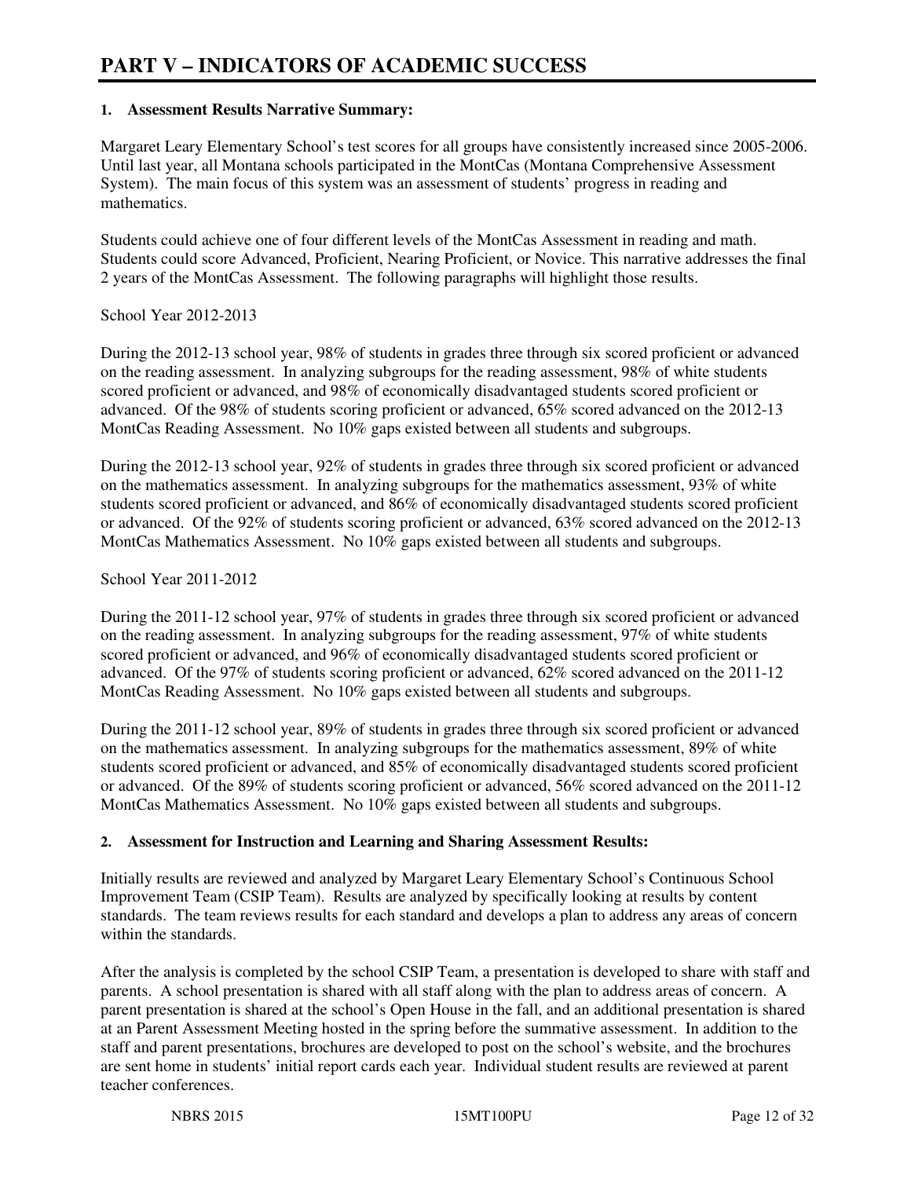# PART V – INDICATORS OF ACADEMIC SUCCESS

**1. Assessment Results Narrative Summary:**

Margaret Leary Elementary School's test scores for all groups have consistently increased since 2005-2006. Until last year, all Montana schools participated in the MontCas (Montana Comprehensive Assessment System). The main focus of this system was an assessment of students' progress in reading and mathematics.

Students could achieve one of four different levels of the MontCas Assessment in reading and math. Students could score Advanced, Proficient, Nearing Proficient, or Novice. This narrative addresses the final 2 years of the MontCas Assessment. The following paragraphs will highlight those results.

School Year 2012-2013

During the 2012-13 school year, 98% of students in grades three through six scored proficient or advanced on the reading assessment. In analyzing subgroups for the reading assessment, 98% of white students scored proficient or advanced, and 98% of economically disadvantaged students scored proficient or advanced. Of the 98% of students scoring proficient or advanced, 65% scored advanced on the 2012-13 MontCas Reading Assessment. No 10% gaps existed between all students and subgroups.

During the 2012-13 school year, 92% of students in grades three through six scored proficient or advanced on the mathematics assessment. In analyzing subgroups for the mathematics assessment, 93% of white students scored proficient or advanced, and 86% of economically disadvantaged students scored proficient or advanced. Of the 92% of students scoring proficient or advanced, 63% scored advanced on the 2012-13 MontCas Mathematics Assessment. No 10% gaps existed between all students and subgroups.

School Year 2011-2012

During the 2011-12 school year, 97% of students in grades three through six scored proficient or advanced on the reading assessment. In analyzing subgroups for the reading assessment, 97% of white students scored proficient or advanced, and 96% of economically disadvantaged students scored proficient or advanced. Of the 97% of students scoring proficient or advanced, 62% scored advanced on the 2011-12 MontCas Reading Assessment. No 10% gaps existed between all students and subgroups.

During the 2011-12 school year, 89% of students in grades three through six scored proficient or advanced on the mathematics assessment. In analyzing subgroups for the mathematics assessment, 89% of white students scored proficient or advanced, and 85% of economically disadvantaged students scored proficient or advanced. Of the 89% of students scoring proficient or advanced, 56% scored advanced on the 2011-12 MontCas Mathematics Assessment. No 10% gaps existed between all students and subgroups.

**2. Assessment for Instruction and Learning and Sharing Assessment Results:**

Initially results are reviewed and analyzed by Margaret Leary Elementary School's Continuous School Improvement Team (CSIP Team). Results are analyzed by specifically looking at results by content standards. The team reviews results for each standard and develops a plan to address any areas of concern within the standards.

After the analysis is completed by the school CSIP Team, a presentation is developed to share with staff and parents. A school presentation is shared with all staff along with the plan to address areas of concern. A parent presentation is shared at the school's Open House in the fall, and an additional presentation is shared at an Parent Assessment Meeting hosted in the spring before the summative assessment. In addition to the staff and parent presentations, brochures are developed to post on the school's website, and the brochures are sent home in students' initial report cards each year. Individual student results are reviewed at parent teacher conferences.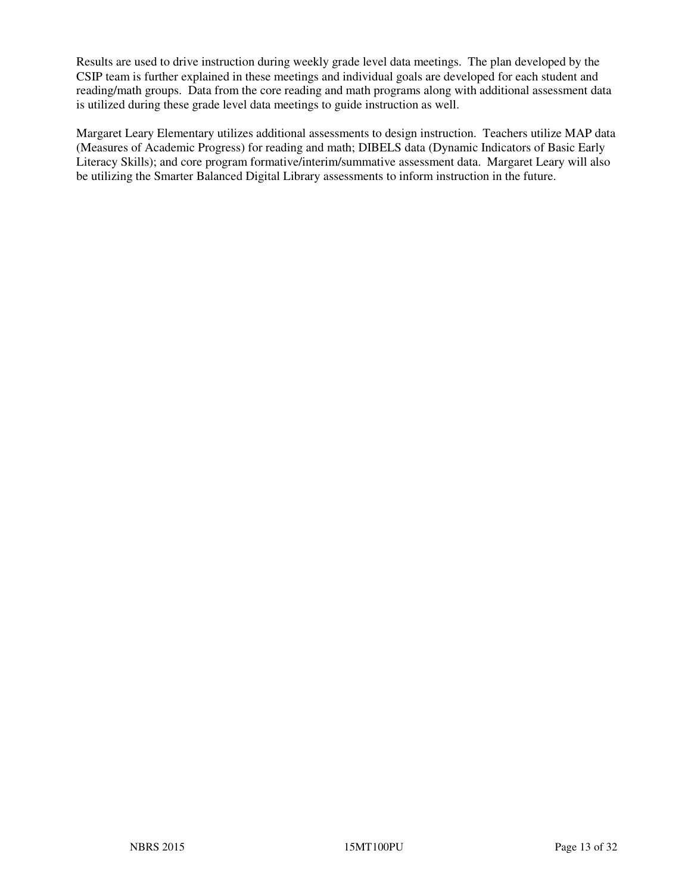Results are used to drive instruction during weekly grade level data meetings. The plan developed by the CSIP team is further explained in these meetings and individual goals are developed for each student and reading/math groups. Data from the core reading and math programs along with additional assessment data is utilized during these grade level data meetings to guide instruction as well.

Margaret Leary Elementary utilizes additional assessments to design instruction. Teachers utilize MAP data (Measures of Academic Progress) for reading and math; DIBELS data (Dynamic Indicators of Basic Early Literacy Skills); and core program formative/interim/summative assessment data. Margaret Leary will also be utilizing the Smarter Balanced Digital Library assessments to inform instruction in the future.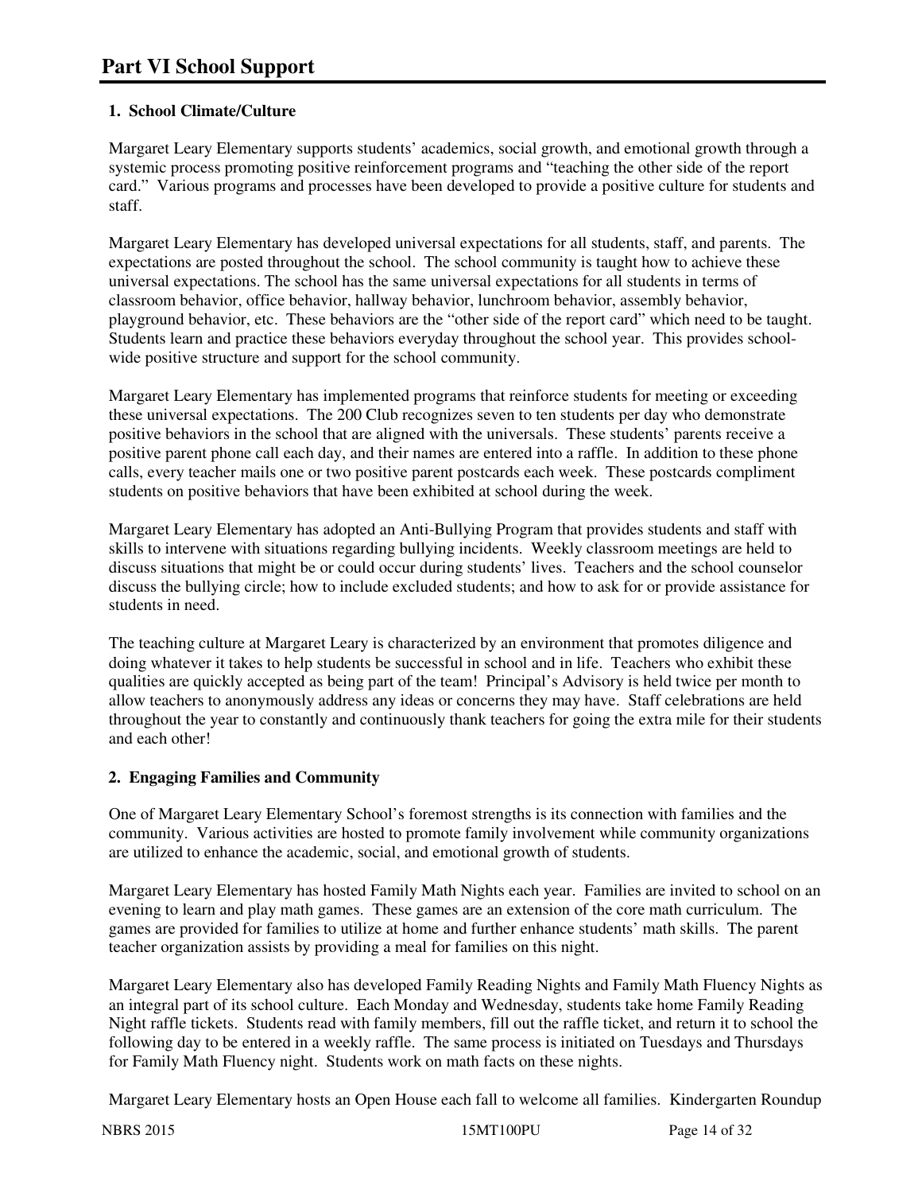# Part VI School Support

**1. School Climate/Culture**

Margaret Leary Elementary supports students' academics, social growth, and emotional growth through a systemic process promoting positive reinforcement programs and "teaching the other side of the report card." Various programs and processes have been developed to provide a positive culture for students and staff.

Margaret Leary Elementary has developed universal expectations for all students, staff, and parents. The expectations are posted throughout the school. The school community is taught how to achieve these universal expectations. The school has the same universal expectations for all students in terms of classroom behavior, office behavior, hallway behavior, lunchroom behavior, assembly behavior, playground behavior, etc. These behaviors are the "other side of the report card" which need to be taught. Students learn and practice these behaviors everyday throughout the school year. This provides school-wide positive structure and support for the school community.

Margaret Leary Elementary has implemented programs that reinforce students for meeting or exceeding these universal expectations. The 200 Club recognizes seven to ten students per day who demonstrate positive behaviors in the school that are aligned with the universals. These students' parents receive a positive parent phone call each day, and their names are entered into a raffle. In addition to these phone calls, every teacher mails one or two positive parent postcards each week. These postcards compliment students on positive behaviors that have been exhibited at school during the week.

Margaret Leary Elementary has adopted an Anti-Bullying Program that provides students and staff with skills to intervene with situations regarding bullying incidents. Weekly classroom meetings are held to discuss situations that might be or could occur during students' lives. Teachers and the school counselor discuss the bullying circle; how to include excluded students; and how to ask for or provide assistance for students in need.

The teaching culture at Margaret Leary is characterized by an environment that promotes diligence and doing whatever it takes to help students be successful in school and in life. Teachers who exhibit these qualities are quickly accepted as being part of the team! Principal's Advisory is held twice per month to allow teachers to anonymously address any ideas or concerns they may have. Staff celebrations are held throughout the year to constantly and continuously thank teachers for going the extra mile for their students and each other!

**2. Engaging Families and Community**

One of Margaret Leary Elementary School's foremost strengths is its connection with families and the community. Various activities are hosted to promote family involvement while community organizations are utilized to enhance the academic, social, and emotional growth of students.

Margaret Leary Elementary has hosted Family Math Nights each year. Families are invited to school on an evening to learn and play math games. These games are an extension of the core math curriculum. The games are provided for families to utilize at home and further enhance students' math skills. The parent teacher organization assists by providing a meal for families on this night.

Margaret Leary Elementary also has developed Family Reading Nights and Family Math Fluency Nights as an integral part of its school culture. Each Monday and Wednesday, students take home Family Reading Night raffle tickets. Students read with family members, fill out the raffle ticket, and return it to school the following day to be entered in a weekly raffle. The same process is initiated on Tuesdays and Thursdays for Family Math Fluency night. Students work on math facts on these nights.

Margaret Leary Elementary hosts an Open House each fall to welcome all families. Kindergarten Roundup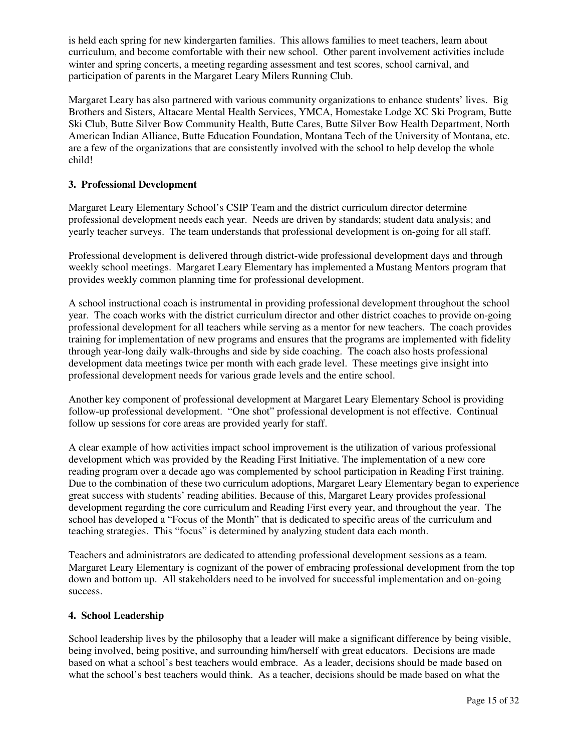is held each spring for new kindergarten families. This allows families to meet teachers, learn about curriculum, and become comfortable with their new school. Other parent involvement activities include winter and spring concerts, a meeting regarding assessment and test scores, school carnival, and participation of parents in the Margaret Leary Milers Running Club.

Margaret Leary has also partnered with various community organizations to enhance students' lives. Big Brothers and Sisters, Altacare Mental Health Services, YMCA, Homestake Lodge XC Ski Program, Butte Ski Club, Butte Silver Bow Community Health, Butte Cares, Butte Silver Bow Health Department, North American Indian Alliance, Butte Education Foundation, Montana Tech of the University of Montana, etc. are a few of the organizations that are consistently involved with the school to help develop the whole child!

### 3. Professional Development

Margaret Leary Elementary School's CSIP Team and the district curriculum director determine professional development needs each year. Needs are driven by standards; student data analysis; and yearly teacher surveys. The team understands that professional development is on-going for all staff.

Professional development is delivered through district-wide professional development days and through weekly school meetings. Margaret Leary Elementary has implemented a Mustang Mentors program that provides weekly common planning time for professional development.

A school instructional coach is instrumental in providing professional development throughout the school year. The coach works with the district curriculum director and other district coaches to provide on-going professional development for all teachers while serving as a mentor for new teachers. The coach provides training for implementation of new programs and ensures that the programs are implemented with fidelity through year-long daily walk-throughs and side by side coaching. The coach also hosts professional development data meetings twice per month with each grade level. These meetings give insight into professional development needs for various grade levels and the entire school.

Another key component of professional development at Margaret Leary Elementary School is providing follow-up professional development. "One shot" professional development is not effective. Continual follow up sessions for core areas are provided yearly for staff.

A clear example of how activities impact school improvement is the utilization of various professional development which was provided by the Reading First Initiative. The implementation of a new core reading program over a decade ago was complemented by school participation in Reading First training. Due to the combination of these two curriculum adoptions, Margaret Leary Elementary began to experience great success with students' reading abilities. Because of this, Margaret Leary provides professional development regarding the core curriculum and Reading First every year, and throughout the year. The school has developed a "Focus of the Month" that is dedicated to specific areas of the curriculum and teaching strategies. This "focus" is determined by analyzing student data each month.

Teachers and administrators are dedicated to attending professional development sessions as a team. Margaret Leary Elementary is cognizant of the power of embracing professional development from the top down and bottom up. All stakeholders need to be involved for successful implementation and on-going success.

### 4. School Leadership

School leadership lives by the philosophy that a leader will make a significant difference by being visible, being involved, being positive, and surrounding him/herself with great educators. Decisions are made based on what a school's best teachers would embrace. As a leader, decisions should be made based on what the school's best teachers would think. As a teacher, decisions should be made based on what the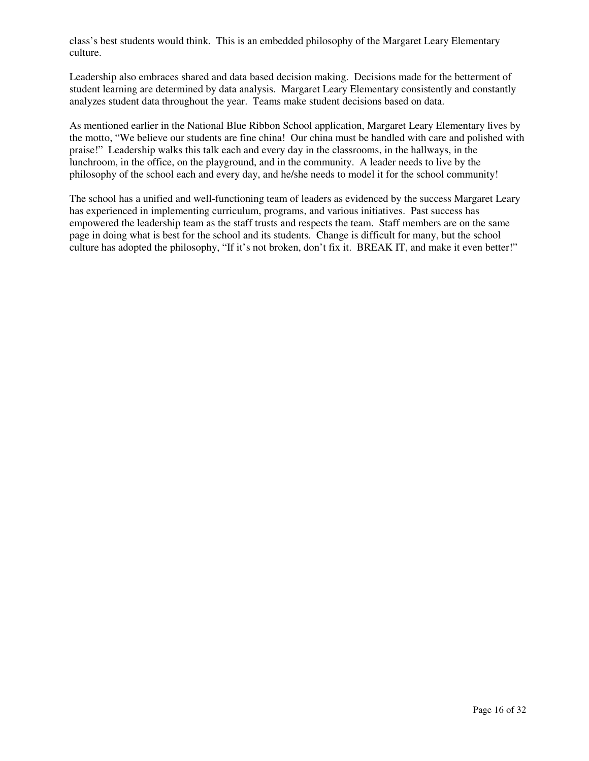class's best students would think. This is an embedded philosophy of the Margaret Leary Elementary culture.

Leadership also embraces shared and data based decision making. Decisions made for the betterment of student learning are determined by data analysis. Margaret Leary Elementary consistently and constantly analyzes student data throughout the year. Teams make student decisions based on data.

As mentioned earlier in the National Blue Ribbon School application, Margaret Leary Elementary lives by the motto, "We believe our students are fine china! Our china must be handled with care and polished with praise!" Leadership walks this talk each and every day in the classrooms, in the hallways, in the lunchroom, in the office, on the playground, and in the community. A leader needs to live by the philosophy of the school each and every day, and he/she needs to model it for the school community!

The school has a unified and well-functioning team of leaders as evidenced by the success Margaret Leary has experienced in implementing curriculum, programs, and various initiatives. Past success has empowered the leadership team as the staff trusts and respects the team. Staff members are on the same page in doing what is best for the school and its students. Change is difficult for many, but the school culture has adopted the philosophy, "If it's not broken, don't fix it. BREAK IT, and make it even better!"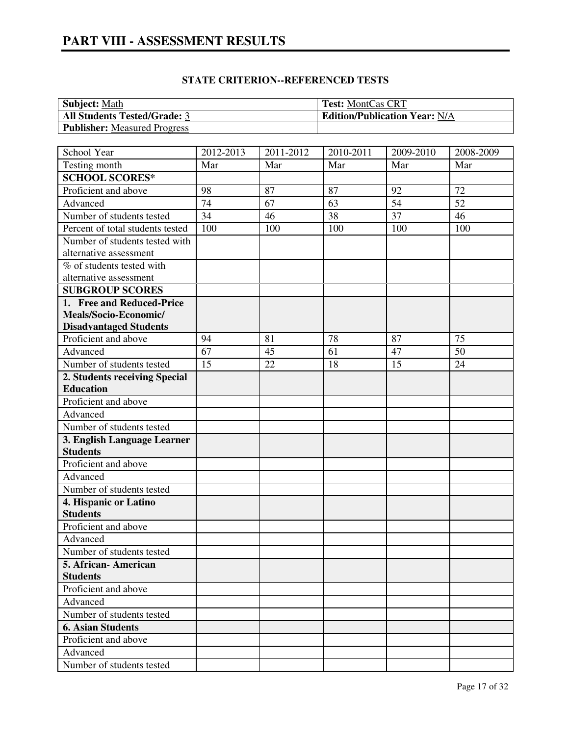# PART VIII - ASSESSMENT RESULTS

### STATE CRITERION--REFERENCED TESTS

| **Subject:** Math | **Test:** MontCas CRT |
|---|---|
| **All Students Tested/Grade:** 3 | **Edition/Publication Year:** N/A |
| **Publisher:** Measured Progress | |

| School Year | 2012-2013 | 2011-2012 | 2010-2011 | 2009-2010 | 2008-2009 |
|---|---|---|---|---|---|
| Testing month | Mar | Mar | Mar | Mar | Mar |
| **SCHOOL SCORES*** | | | | | |
| Proficient and above | 98 | 87 | 87 | 92 | 72 |
| Advanced | 74 | 67 | 63 | 54 | 52 |
| Number of students tested | 34 | 46 | 38 | 37 | 46 |
| Percent of total students tested | 100 | 100 | 100 | 100 | 100 |
| Number of students tested with alternative assessment | | | | | |
| % of students tested with alternative assessment | | | | | |
| **SUBGROUP SCORES** | | | | | |
| **1. Free and Reduced-Price Meals/Socio-Economic/ Disadvantaged Students** | | | | | |
| Proficient and above | 94 | 81 | 78 | 87 | 75 |
| Advanced | 67 | 45 | 61 | 47 | 50 |
| Number of students tested | 15 | 22 | 18 | 15 | 24 |
| **2. Students receiving Special Education** | | | | | |
| Proficient and above | | | | | |
| Advanced | | | | | |
| Number of students tested | | | | | |
| **3. English Language Learner Students** | | | | | |
| Proficient and above | | | | | |
| Advanced | | | | | |
| Number of students tested | | | | | |
| **4. Hispanic or Latino Students** | | | | | |
| Proficient and above | | | | | |
| Advanced | | | | | |
| Number of students tested | | | | | |
| **5. African- American Students** | | | | | |
| Proficient and above | | | | | |
| Advanced | | | | | |
| Number of students tested | | | | | |
| **6. Asian Students** | | | | | |
| Proficient and above | | | | | |
| Advanced | | | | | |
| Number of students tested | | | | | |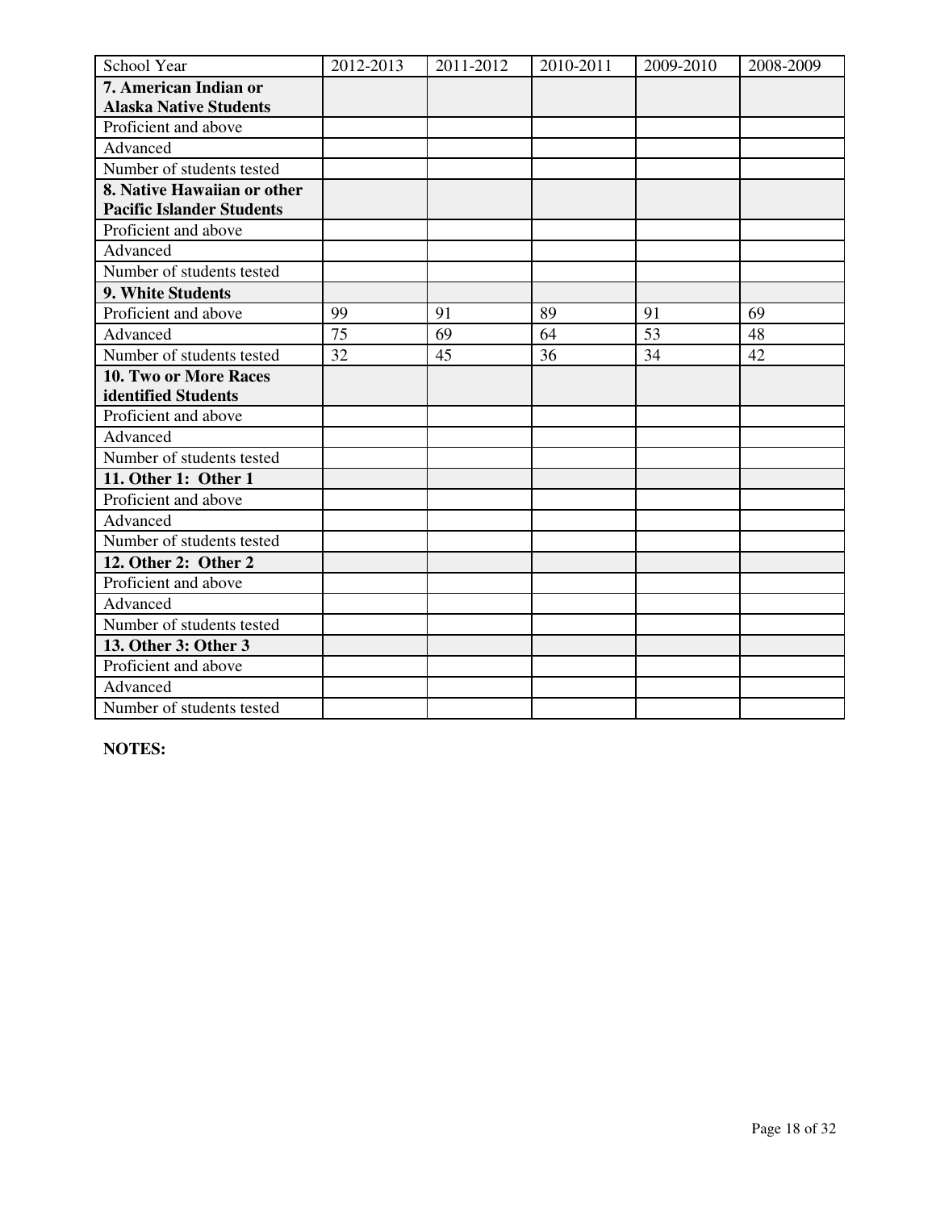| School Year | 2012-2013 | 2011-2012 | 2010-2011 | 2009-2010 | 2008-2009 |
|---|---|---|---|---|---|
| **7. American Indian or Alaska Native Students** | | | | | |
| Proficient and above | | | | | |
| Advanced | | | | | |
| Number of students tested | | | | | |
| **8. Native Hawaiian or other Pacific Islander Students** | | | | | |
| Proficient and above | | | | | |
| Advanced | | | | | |
| Number of students tested | | | | | |
| **9. White Students** | | | | | |
| Proficient and above | 99 | 91 | 89 | 91 | 69 |
| Advanced | 75 | 69 | 64 | 53 | 48 |
| Number of students tested | 32 | 45 | 36 | 34 | 42 |
| **10. Two or More Races identified Students** | | | | | |
| Proficient and above | | | | | |
| Advanced | | | | | |
| Number of students tested | | | | | |
| **11. Other 1: Other 1** | | | | | |
| Proficient and above | | | | | |
| Advanced | | | | | |
| Number of students tested | | | | | |
| **12. Other 2: Other 2** | | | | | |
| Proficient and above | | | | | |
| Advanced | | | | | |
| Number of students tested | | | | | |
| **13. Other 3: Other 3** | | | | | |
| Proficient and above | | | | | |
| Advanced | | | | | |
| Number of students tested | | | | | |

**NOTES:**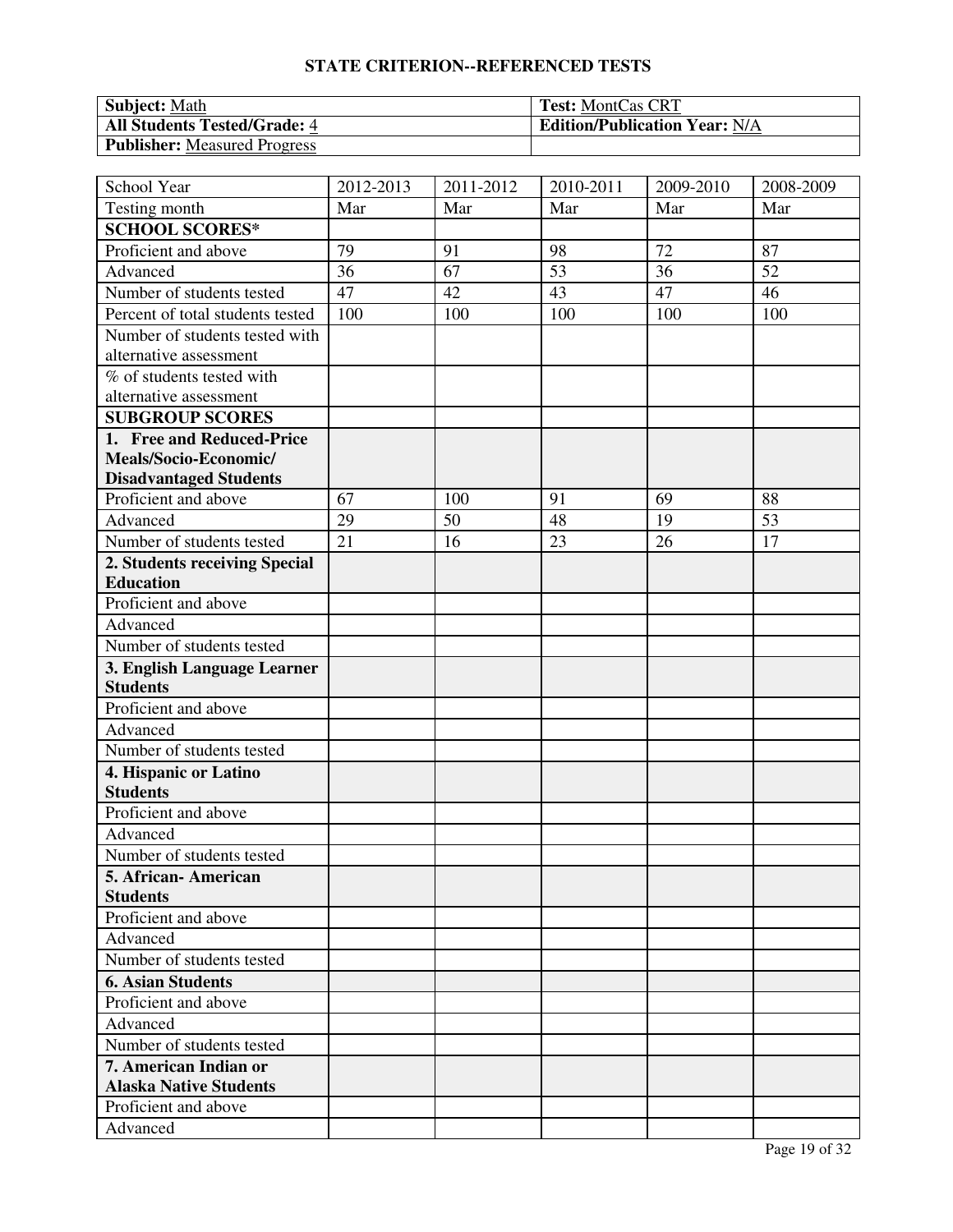## STATE CRITERION--REFERENCED TESTS

| **Subject:** Math | **Test:** MontCas CRT |
|---|---|
| **All Students Tested/Grade:** 4 | **Edition/Publication Year:** N/A |
| **Publisher:** Measured Progress | |

| School Year | 2012-2013 | 2011-2012 | 2010-2011 | 2009-2010 | 2008-2009 |
|---|---|---|---|---|---|
| Testing month | Mar | Mar | Mar | Mar | Mar |
| **SCHOOL SCORES*** | | | | | |
| Proficient and above | 79 | 91 | 98 | 72 | 87 |
| Advanced | 36 | 67 | 53 | 36 | 52 |
| Number of students tested | 47 | 42 | 43 | 47 | 46 |
| Percent of total students tested | 100 | 100 | 100 | 100 | 100 |
| Number of students tested with alternative assessment | | | | | |
| % of students tested with alternative assessment | | | | | |
| **SUBGROUP SCORES** | | | | | |
| **1. Free and Reduced-Price Meals/Socio-Economic/ Disadvantaged Students** | | | | | |
| Proficient and above | 67 | 100 | 91 | 69 | 88 |
| Advanced | 29 | 50 | 48 | 19 | 53 |
| Number of students tested | 21 | 16 | 23 | 26 | 17 |
| **2. Students receiving Special Education** | | | | | |
| Proficient and above | | | | | |
| Advanced | | | | | |
| Number of students tested | | | | | |
| **3. English Language Learner Students** | | | | | |
| Proficient and above | | | | | |
| Advanced | | | | | |
| Number of students tested | | | | | |
| **4. Hispanic or Latino Students** | | | | | |
| Proficient and above | | | | | |
| Advanced | | | | | |
| Number of students tested | | | | | |
| **5. African- American Students** | | | | | |
| Proficient and above | | | | | |
| Advanced | | | | | |
| Number of students tested | | | | | |
| **6. Asian Students** | | | | | |
| Proficient and above | | | | | |
| Advanced | | | | | |
| Number of students tested | | | | | |
| **7. American Indian or Alaska Native Students** | | | | | |
| Proficient and above | | | | | |
| Advanced | | | | | |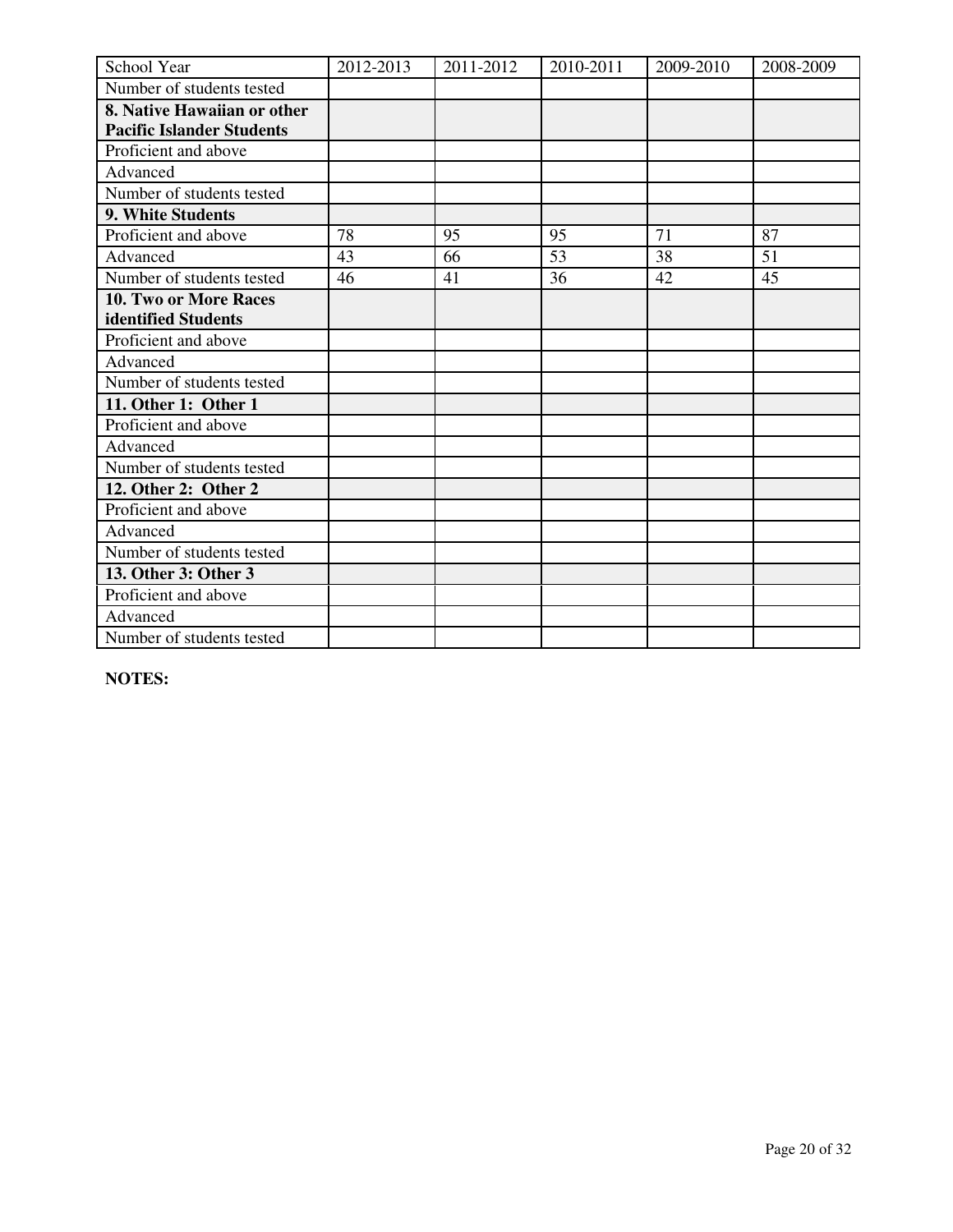| School Year | 2012-2013 | 2011-2012 | 2010-2011 | 2009-2010 | 2008-2009 |
|---|---|---|---|---|---|
| Number of students tested | | | | | |
| **8. Native Hawaiian or other Pacific Islander Students** | | | | | |
| Proficient and above | | | | | |
| Advanced | | | | | |
| Number of students tested | | | | | |
| **9. White Students** | | | | | |
| Proficient and above | 78 | 95 | 95 | 71 | 87 |
| Advanced | 43 | 66 | 53 | 38 | 51 |
| Number of students tested | 46 | 41 | 36 | 42 | 45 |
| **10. Two or More Races identified Students** | | | | | |
| Proficient and above | | | | | |
| Advanced | | | | | |
| Number of students tested | | | | | |
| **11. Other 1: Other 1** | | | | | |
| Proficient and above | | | | | |
| Advanced | | | | | |
| Number of students tested | | | | | |
| **12. Other 2: Other 2** | | | | | |
| Proficient and above | | | | | |
| Advanced | | | | | |
| Number of students tested | | | | | |
| **13. Other 3: Other 3** | | | | | |
| Proficient and above | | | | | |
| Advanced | | | | | |
| Number of students tested | | | | | |

**NOTES:**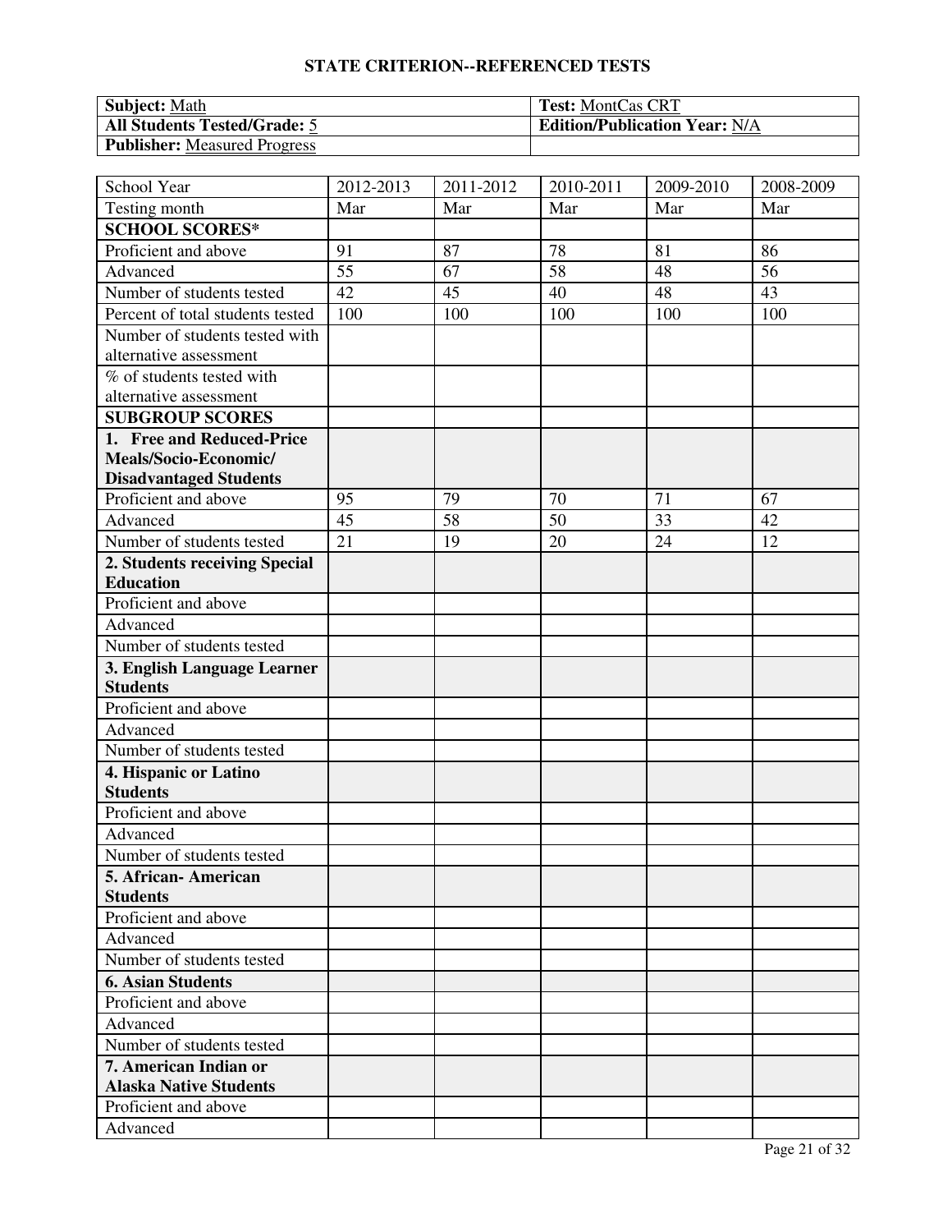## STATE CRITERION--REFERENCED TESTS

| **Subject:** Math | **Test:** MontCas CRT |
|---|---|
| **All Students Tested/Grade:** 5 | **Edition/Publication Year:** N/A |
| **Publisher:** Measured Progress | |

| School Year | 2012-2013 | 2011-2012 | 2010-2011 | 2009-2010 | 2008-2009 |
|---|---|---|---|---|---|
| Testing month | Mar | Mar | Mar | Mar | Mar |
| **SCHOOL SCORES*** | | | | | |
| Proficient and above | 91 | 87 | 78 | 81 | 86 |
| Advanced | 55 | 67 | 58 | 48 | 56 |
| Number of students tested | 42 | 45 | 40 | 48 | 43 |
| Percent of total students tested | 100 | 100 | 100 | 100 | 100 |
| Number of students tested with alternative assessment | | | | | |
| % of students tested with alternative assessment | | | | | |
| **SUBGROUP SCORES** | | | | | |
| **1. Free and Reduced-Price Meals/Socio-Economic/ Disadvantaged Students** | | | | | |
| Proficient and above | 95 | 79 | 70 | 71 | 67 |
| Advanced | 45 | 58 | 50 | 33 | 42 |
| Number of students tested | 21 | 19 | 20 | 24 | 12 |
| **2. Students receiving Special Education** | | | | | |
| Proficient and above | | | | | |
| Advanced | | | | | |
| Number of students tested | | | | | |
| **3. English Language Learner Students** | | | | | |
| Proficient and above | | | | | |
| Advanced | | | | | |
| Number of students tested | | | | | |
| **4. Hispanic or Latino Students** | | | | | |
| Proficient and above | | | | | |
| Advanced | | | | | |
| Number of students tested | | | | | |
| **5. African- American Students** | | | | | |
| Proficient and above | | | | | |
| Advanced | | | | | |
| Number of students tested | | | | | |
| **6. Asian Students** | | | | | |
| Proficient and above | | | | | |
| Advanced | | | | | |
| Number of students tested | | | | | |
| **7. American Indian or Alaska Native Students** | | | | | |
| Proficient and above | | | | | |
| Advanced | | | | | |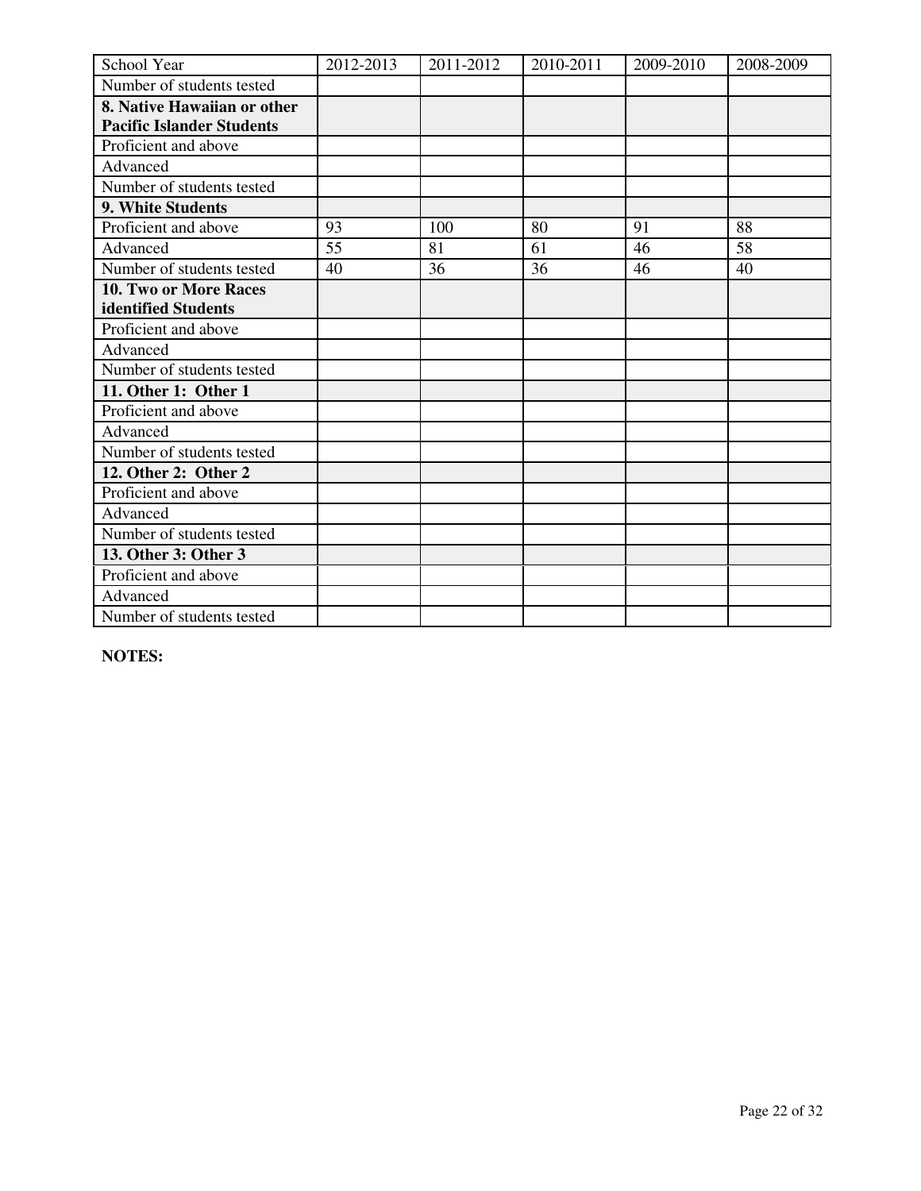| School Year | 2012-2013 | 2011-2012 | 2010-2011 | 2009-2010 | 2008-2009 |
|---|---|---|---|---|---|
| Number of students tested | | | | | |
| **8. Native Hawaiian or other Pacific Islander Students** | | | | | |
| Proficient and above | | | | | |
| Advanced | | | | | |
| Number of students tested | | | | | |
| **9. White Students** | | | | | |
| Proficient and above | 93 | 100 | 80 | 91 | 88 |
| Advanced | 55 | 81 | 61 | 46 | 58 |
| Number of students tested | 40 | 36 | 36 | 46 | 40 |
| **10. Two or More Races identified Students** | | | | | |
| Proficient and above | | | | | |
| Advanced | | | | | |
| Number of students tested | | | | | |
| **11. Other 1: Other 1** | | | | | |
| Proficient and above | | | | | |
| Advanced | | | | | |
| Number of students tested | | | | | |
| **12. Other 2: Other 2** | | | | | |
| Proficient and above | | | | | |
| Advanced | | | | | |
| Number of students tested | | | | | |
| **13. Other 3: Other 3** | | | | | |
| Proficient and above | | | | | |
| Advanced | | | | | |
| Number of students tested | | | | | |

**NOTES:**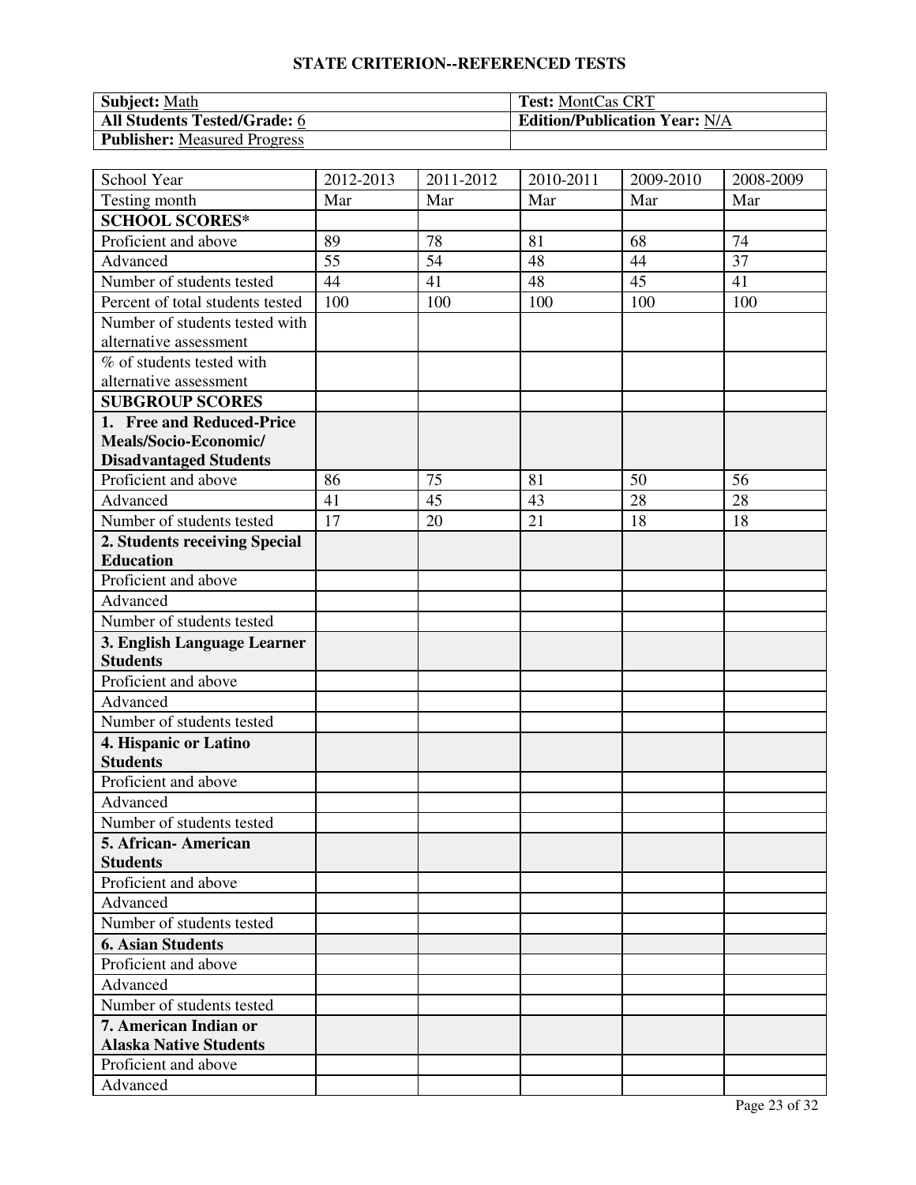## STATE CRITERION--REFERENCED TESTS

| **Subject:** Math | **Test:** MontCas CRT |
|---|---|
| **All Students Tested/Grade:** 6 | **Edition/Publication Year:** N/A |
| **Publisher:** Measured Progress | |

| School Year | 2012-2013 | 2011-2012 | 2010-2011 | 2009-2010 | 2008-2009 |
|---|---|---|---|---|---|
| Testing month | Mar | Mar | Mar | Mar | Mar |
| **SCHOOL SCORES*** | | | | | |
| Proficient and above | 89 | 78 | 81 | 68 | 74 |
| Advanced | 55 | 54 | 48 | 44 | 37 |
| Number of students tested | 44 | 41 | 48 | 45 | 41 |
| Percent of total students tested | 100 | 100 | 100 | 100 | 100 |
| Number of students tested with alternative assessment | | | | | |
| % of students tested with alternative assessment | | | | | |
| **SUBGROUP SCORES** | | | | | |
| **1. Free and Reduced-Price Meals/Socio-Economic/ Disadvantaged Students** | | | | | |
| Proficient and above | 86 | 75 | 81 | 50 | 56 |
| Advanced | 41 | 45 | 43 | 28 | 28 |
| Number of students tested | 17 | 20 | 21 | 18 | 18 |
| **2. Students receiving Special Education** | | | | | |
| Proficient and above | | | | | |
| Advanced | | | | | |
| Number of students tested | | | | | |
| **3. English Language Learner Students** | | | | | |
| Proficient and above | | | | | |
| Advanced | | | | | |
| Number of students tested | | | | | |
| **4. Hispanic or Latino Students** | | | | | |
| Proficient and above | | | | | |
| Advanced | | | | | |
| Number of students tested | | | | | |
| **5. African- American Students** | | | | | |
| Proficient and above | | | | | |
| Advanced | | | | | |
| Number of students tested | | | | | |
| **6. Asian Students** | | | | | |
| Proficient and above | | | | | |
| Advanced | | | | | |
| Number of students tested | | | | | |
| **7. American Indian or Alaska Native Students** | | | | | |
| Proficient and above | | | | | |
| Advanced | | | | | |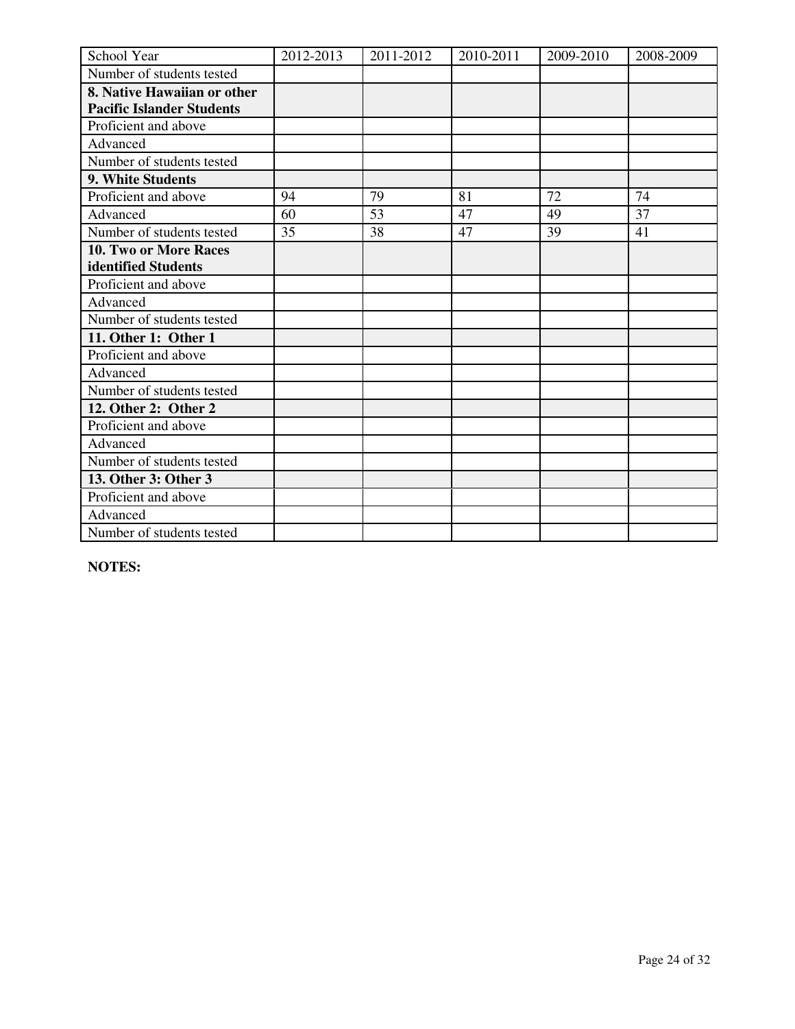| School Year | 2012-2013 | 2011-2012 | 2010-2011 | 2009-2010 | 2008-2009 |
|---|---|---|---|---|---|
| Number of students tested | | | | | |
| **8. Native Hawaiian or other Pacific Islander Students** | | | | | |
| Proficient and above | | | | | |
| Advanced | | | | | |
| Number of students tested | | | | | |
| **9. White Students** | | | | | |
| Proficient and above | 94 | 79 | 81 | 72 | 74 |
| Advanced | 60 | 53 | 47 | 49 | 37 |
| Number of students tested | 35 | 38 | 47 | 39 | 41 |
| **10. Two or More Races identified Students** | | | | | |
| Proficient and above | | | | | |
| Advanced | | | | | |
| Number of students tested | | | | | |
| **11. Other 1: Other 1** | | | | | |
| Proficient and above | | | | | |
| Advanced | | | | | |
| Number of students tested | | | | | |
| **12. Other 2: Other 2** | | | | | |
| Proficient and above | | | | | |
| Advanced | | | | | |
| Number of students tested | | | | | |
| **13. Other 3: Other 3** | | | | | |
| Proficient and above | | | | | |
| Advanced | | | | | |
| Number of students tested | | | | | |

**NOTES:**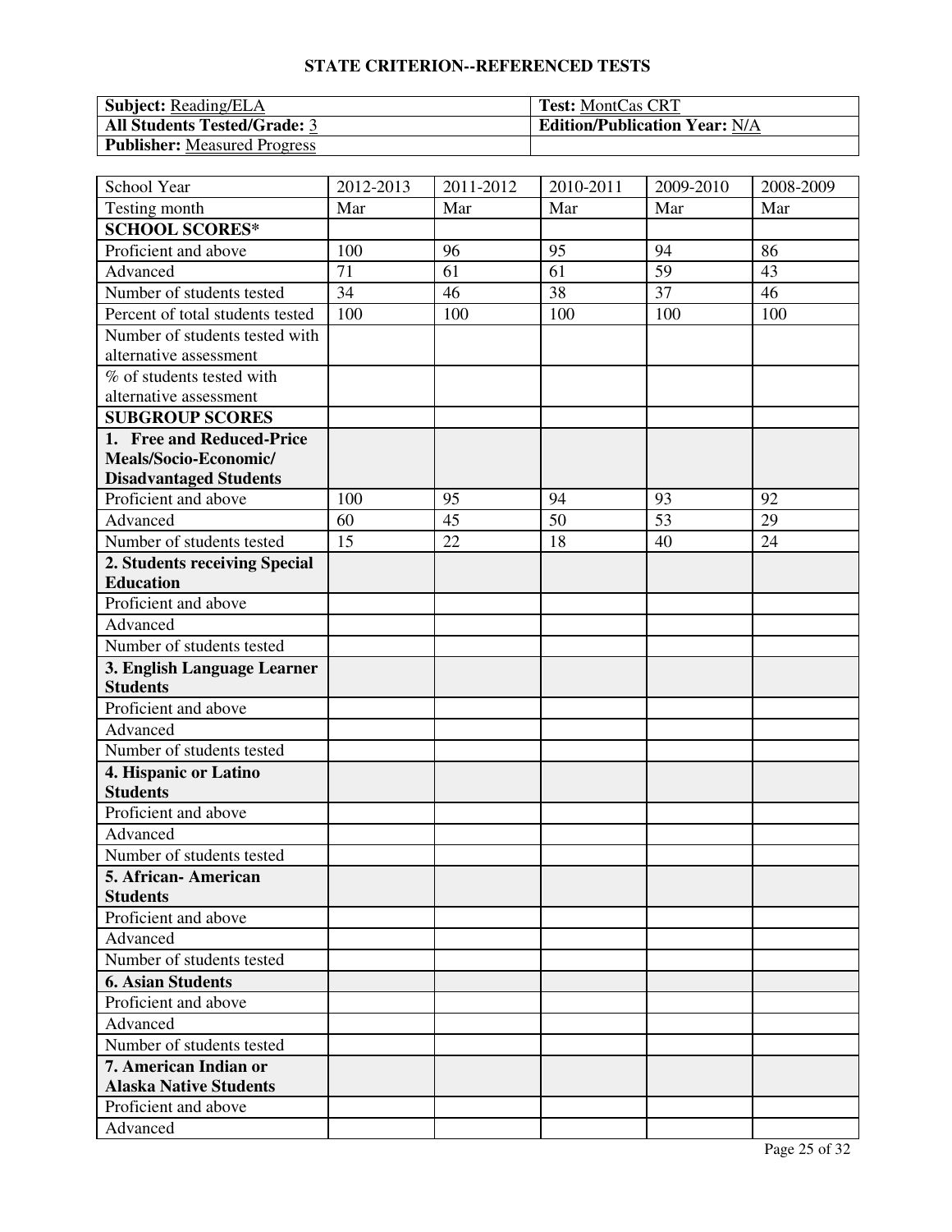**STATE CRITERION--REFERENCED TESTS**

| **Subject:** Reading/ELA | **Test:** MontCas CRT |
|---|---|
| **All Students Tested/Grade:** 3 | **Edition/Publication Year:** N/A |
| **Publisher:** Measured Progress | |

| School Year | 2012-2013 | 2011-2012 | 2010-2011 | 2009-2010 | 2008-2009 |
|---|---|---|---|---|---|
| Testing month | Mar | Mar | Mar | Mar | Mar |
| **SCHOOL SCORES*** | | | | | |
| Proficient and above | 100 | 96 | 95 | 94 | 86 |
| Advanced | 71 | 61 | 61 | 59 | 43 |
| Number of students tested | 34 | 46 | 38 | 37 | 46 |
| Percent of total students tested | 100 | 100 | 100 | 100 | 100 |
| Number of students tested with alternative assessment | | | | | |
| % of students tested with alternative assessment | | | | | |
| **SUBGROUP SCORES** | | | | | |
| **1. Free and Reduced-Price Meals/Socio-Economic/ Disadvantaged Students** | | | | | |
| Proficient and above | 100 | 95 | 94 | 93 | 92 |
| Advanced | 60 | 45 | 50 | 53 | 29 |
| Number of students tested | 15 | 22 | 18 | 40 | 24 |
| **2. Students receiving Special Education** | | | | | |
| Proficient and above | | | | | |
| Advanced | | | | | |
| Number of students tested | | | | | |
| **3. English Language Learner Students** | | | | | |
| Proficient and above | | | | | |
| Advanced | | | | | |
| Number of students tested | | | | | |
| **4. Hispanic or Latino Students** | | | | | |
| Proficient and above | | | | | |
| Advanced | | | | | |
| Number of students tested | | | | | |
| **5. African- American Students** | | | | | |
| Proficient and above | | | | | |
| Advanced | | | | | |
| Number of students tested | | | | | |
| **6. Asian Students** | | | | | |
| Proficient and above | | | | | |
| Advanced | | | | | |
| Number of students tested | | | | | |
| **7. American Indian or Alaska Native Students** | | | | | |
| Proficient and above | | | | | |
| Advanced | | | | | |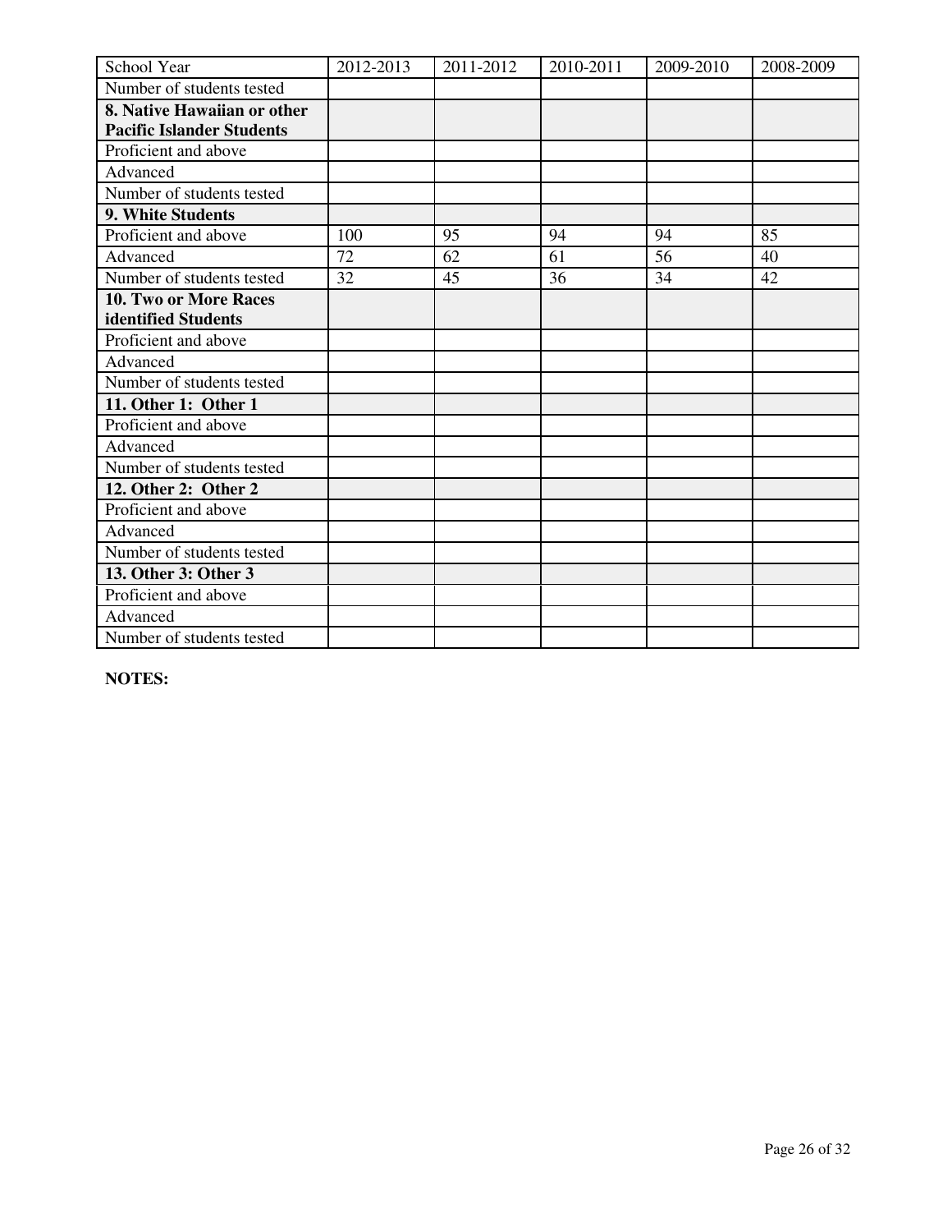| School Year | 2012-2013 | 2011-2012 | 2010-2011 | 2009-2010 | 2008-2009 |
|---|---|---|---|---|---|
| Number of students tested | | | | | |
| **8. Native Hawaiian or other Pacific Islander Students** | | | | | |
| Proficient and above | | | | | |
| Advanced | | | | | |
| Number of students tested | | | | | |
| **9. White Students** | | | | | |
| Proficient and above | 100 | 95 | 94 | 94 | 85 |
| Advanced | 72 | 62 | 61 | 56 | 40 |
| Number of students tested | 32 | 45 | 36 | 34 | 42 |
| **10. Two or More Races identified Students** | | | | | |
| Proficient and above | | | | | |
| Advanced | | | | | |
| Number of students tested | | | | | |
| **11. Other 1: Other 1** | | | | | |
| Proficient and above | | | | | |
| Advanced | | | | | |
| Number of students tested | | | | | |
| **12. Other 2: Other 2** | | | | | |
| Proficient and above | | | | | |
| Advanced | | | | | |
| Number of students tested | | | | | |
| **13. Other 3: Other 3** | | | | | |
| Proficient and above | | | | | |
| Advanced | | | | | |
| Number of students tested | | | | | |

**NOTES:**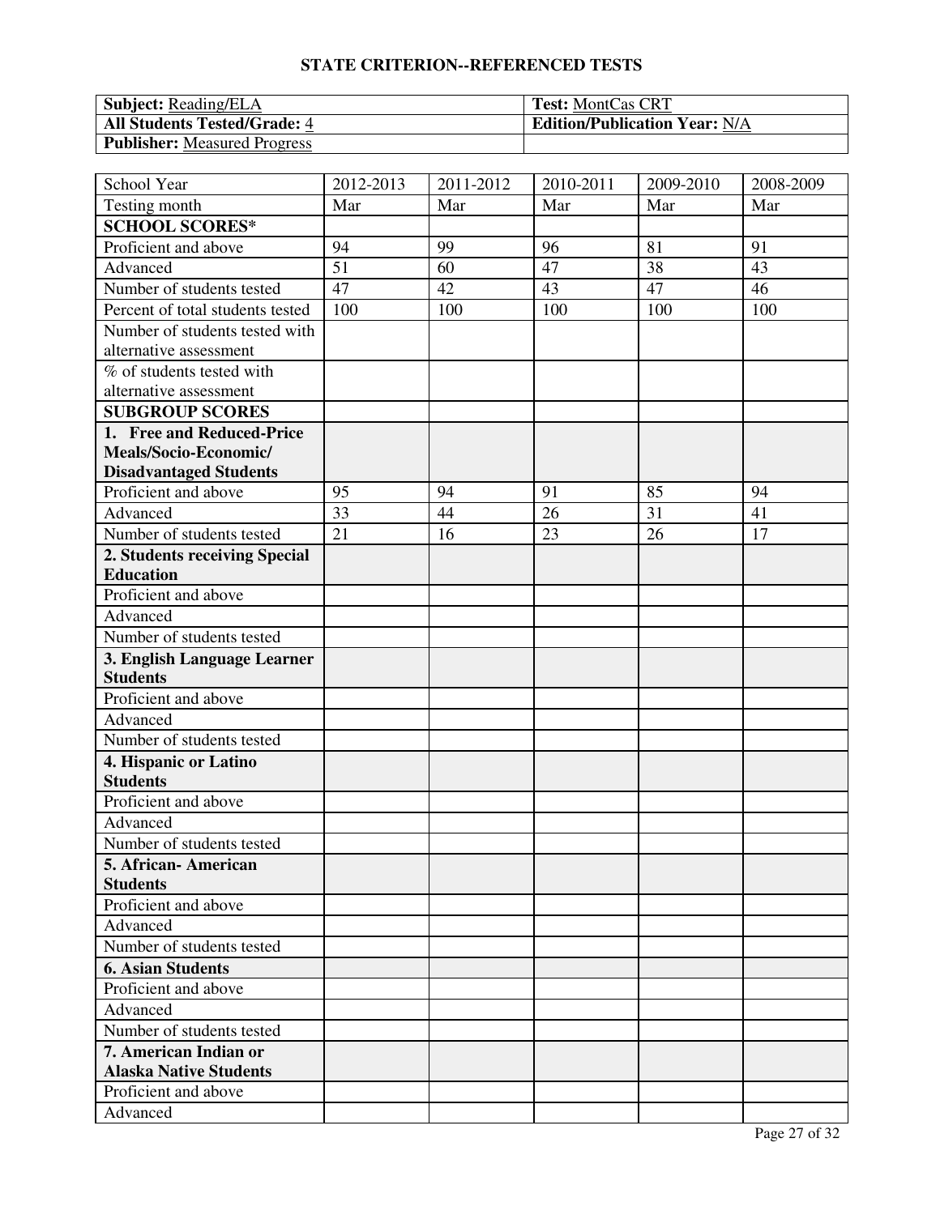## STATE CRITERION--REFERENCED TESTS

| **Subject:** Reading/ELA | **Test:** MontCas CRT |
|---|---|
| **All Students Tested/Grade:** 4 | **Edition/Publication Year:** N/A |
| **Publisher:** Measured Progress | |

| School Year | 2012-2013 | 2011-2012 | 2010-2011 | 2009-2010 | 2008-2009 |
|---|---|---|---|---|---|
| Testing month | Mar | Mar | Mar | Mar | Mar |
| **SCHOOL SCORES*** | | | | | |
| Proficient and above | 94 | 99 | 96 | 81 | 91 |
| Advanced | 51 | 60 | 47 | 38 | 43 |
| Number of students tested | 47 | 42 | 43 | 47 | 46 |
| Percent of total students tested | 100 | 100 | 100 | 100 | 100 |
| Number of students tested with alternative assessment | | | | | |
| % of students tested with alternative assessment | | | | | |
| **SUBGROUP SCORES** | | | | | |
| **1. Free and Reduced-Price Meals/Socio-Economic/ Disadvantaged Students** | | | | | |
| Proficient and above | 95 | 94 | 91 | 85 | 94 |
| Advanced | 33 | 44 | 26 | 31 | 41 |
| Number of students tested | 21 | 16 | 23 | 26 | 17 |
| **2. Students receiving Special Education** | | | | | |
| Proficient and above | | | | | |
| Advanced | | | | | |
| Number of students tested | | | | | |
| **3. English Language Learner Students** | | | | | |
| Proficient and above | | | | | |
| Advanced | | | | | |
| Number of students tested | | | | | |
| **4. Hispanic or Latino Students** | | | | | |
| Proficient and above | | | | | |
| Advanced | | | | | |
| Number of students tested | | | | | |
| **5. African- American Students** | | | | | |
| Proficient and above | | | | | |
| Advanced | | | | | |
| Number of students tested | | | | | |
| **6. Asian Students** | | | | | |
| Proficient and above | | | | | |
| Advanced | | | | | |
| Number of students tested | | | | | |
| **7. American Indian or Alaska Native Students** | | | | | |
| Proficient and above | | | | | |
| Advanced | | | | | |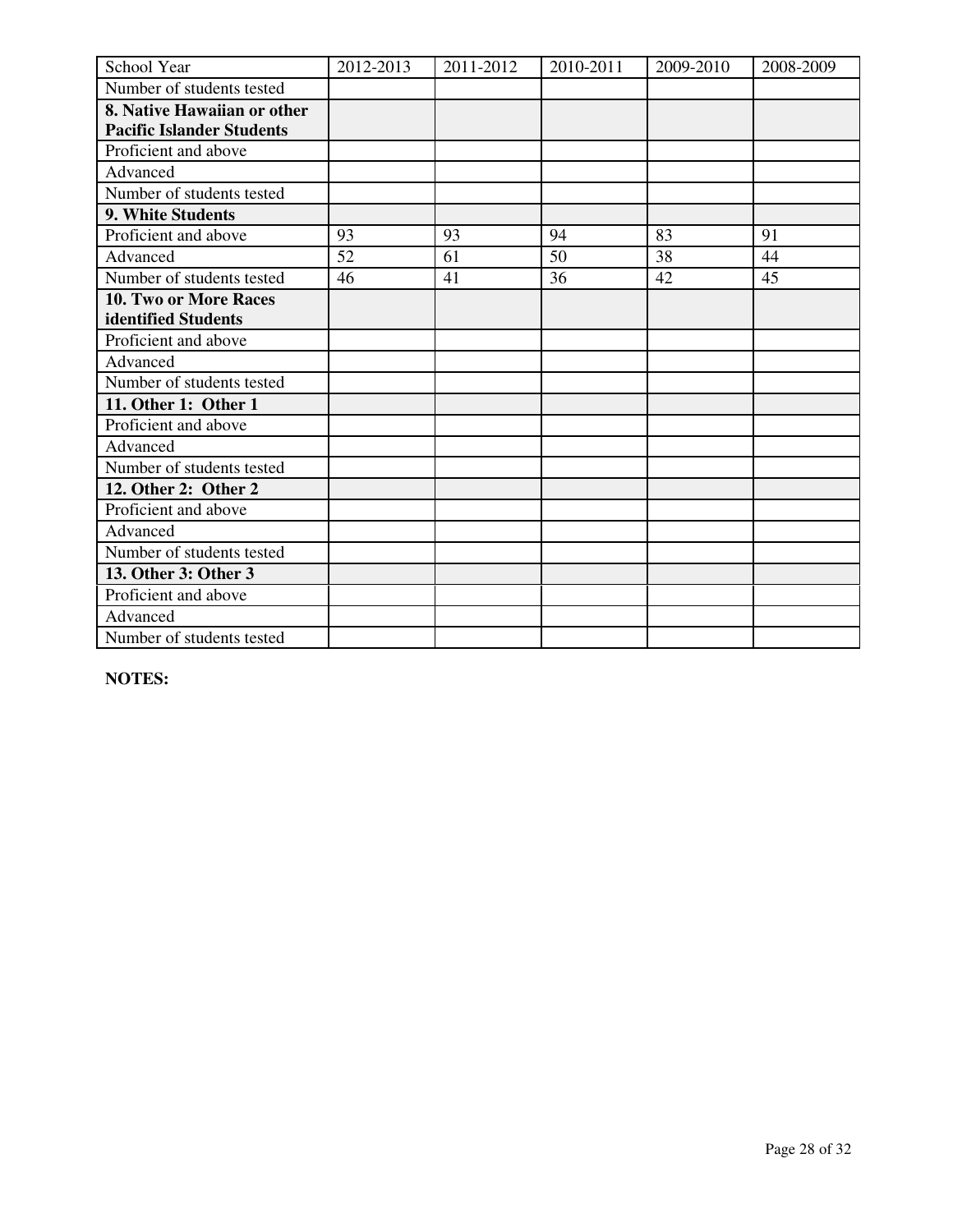| School Year | 2012-2013 | 2011-2012 | 2010-2011 | 2009-2010 | 2008-2009 |
|---|---|---|---|---|---|
| Number of students tested | | | | | |
| **8. Native Hawaiian or other Pacific Islander Students** | | | | | |
| Proficient and above | | | | | |
| Advanced | | | | | |
| Number of students tested | | | | | |
| **9. White Students** | | | | | |
| Proficient and above | 93 | 93 | 94 | 83 | 91 |
| Advanced | 52 | 61 | 50 | 38 | 44 |
| Number of students tested | 46 | 41 | 36 | 42 | 45 |
| **10. Two or More Races identified Students** | | | | | |
| Proficient and above | | | | | |
| Advanced | | | | | |
| Number of students tested | | | | | |
| **11. Other 1: Other 1** | | | | | |
| Proficient and above | | | | | |
| Advanced | | | | | |
| Number of students tested | | | | | |
| **12. Other 2: Other 2** | | | | | |
| Proficient and above | | | | | |
| Advanced | | | | | |
| Number of students tested | | | | | |
| **13. Other 3: Other 3** | | | | | |
| Proficient and above | | | | | |
| Advanced | | | | | |
| Number of students tested | | | | | |

**NOTES:**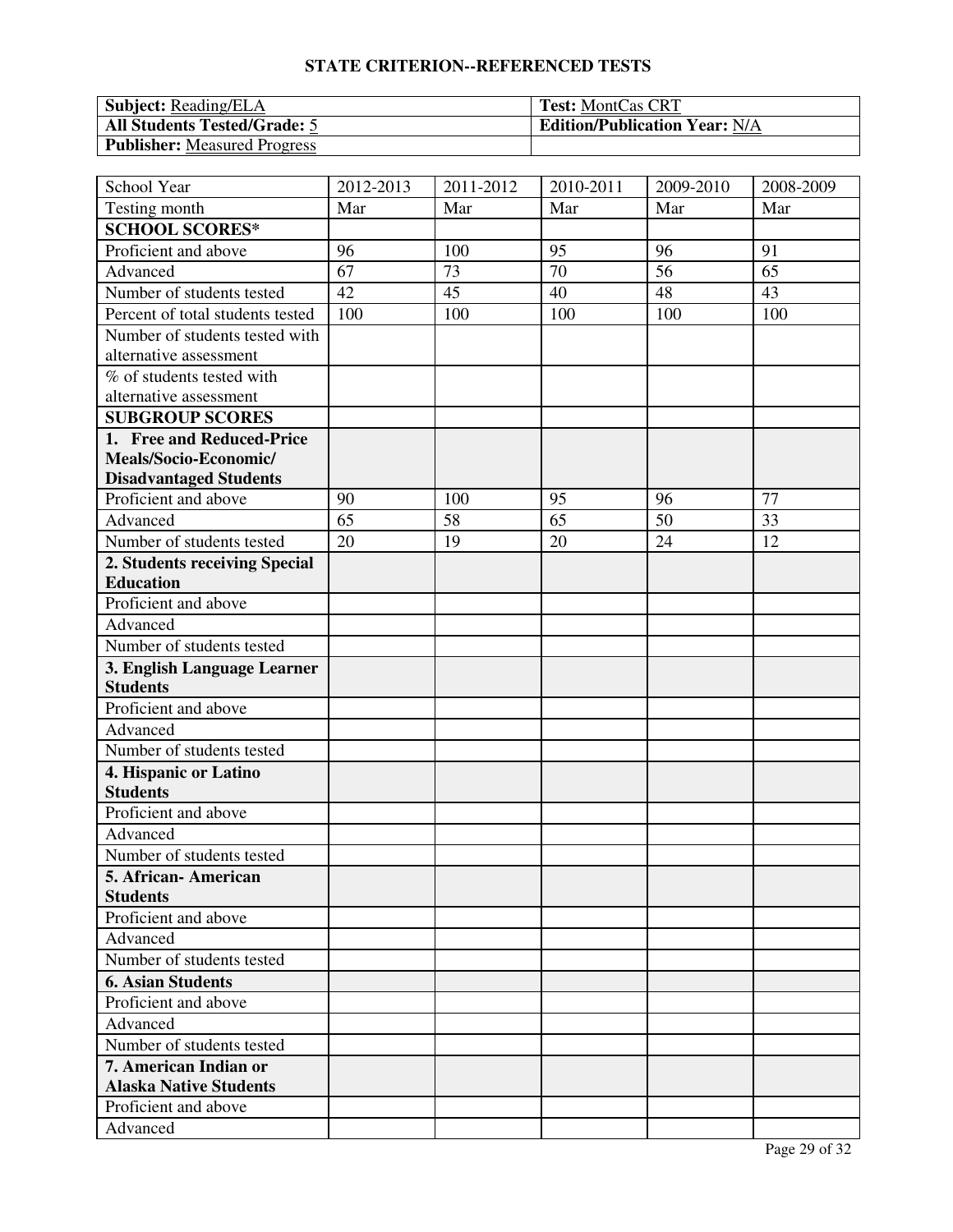## STATE CRITERION--REFERENCED TESTS

| **Subject:** Reading/ELA | **Test:** MontCas CRT |
|---|---|
| **All Students Tested/Grade:** 5 | **Edition/Publication Year:** N/A |
| **Publisher:** Measured Progress | |

| School Year | 2012-2013 | 2011-2012 | 2010-2011 | 2009-2010 | 2008-2009 |
|---|---|---|---|---|---|
| Testing month | Mar | Mar | Mar | Mar | Mar |
| **SCHOOL SCORES*** | | | | | |
| Proficient and above | 96 | 100 | 95 | 96 | 91 |
| Advanced | 67 | 73 | 70 | 56 | 65 |
| Number of students tested | 42 | 45 | 40 | 48 | 43 |
| Percent of total students tested | 100 | 100 | 100 | 100 | 100 |
| Number of students tested with alternative assessment | | | | | |
| % of students tested with alternative assessment | | | | | |
| **SUBGROUP SCORES** | | | | | |
| **1. Free and Reduced-Price Meals/Socio-Economic/ Disadvantaged Students** | | | | | |
| Proficient and above | 90 | 100 | 95 | 96 | 77 |
| Advanced | 65 | 58 | 65 | 50 | 33 |
| Number of students tested | 20 | 19 | 20 | 24 | 12 |
| **2. Students receiving Special Education** | | | | | |
| Proficient and above | | | | | |
| Advanced | | | | | |
| Number of students tested | | | | | |
| **3. English Language Learner Students** | | | | | |
| Proficient and above | | | | | |
| Advanced | | | | | |
| Number of students tested | | | | | |
| **4. Hispanic or Latino Students** | | | | | |
| Proficient and above | | | | | |
| Advanced | | | | | |
| Number of students tested | | | | | |
| **5. African- American Students** | | | | | |
| Proficient and above | | | | | |
| Advanced | | | | | |
| Number of students tested | | | | | |
| **6. Asian Students** | | | | | |
| Proficient and above | | | | | |
| Advanced | | | | | |
| Number of students tested | | | | | |
| **7. American Indian or Alaska Native Students** | | | | | |
| Proficient and above | | | | | |
| Advanced | | | | | |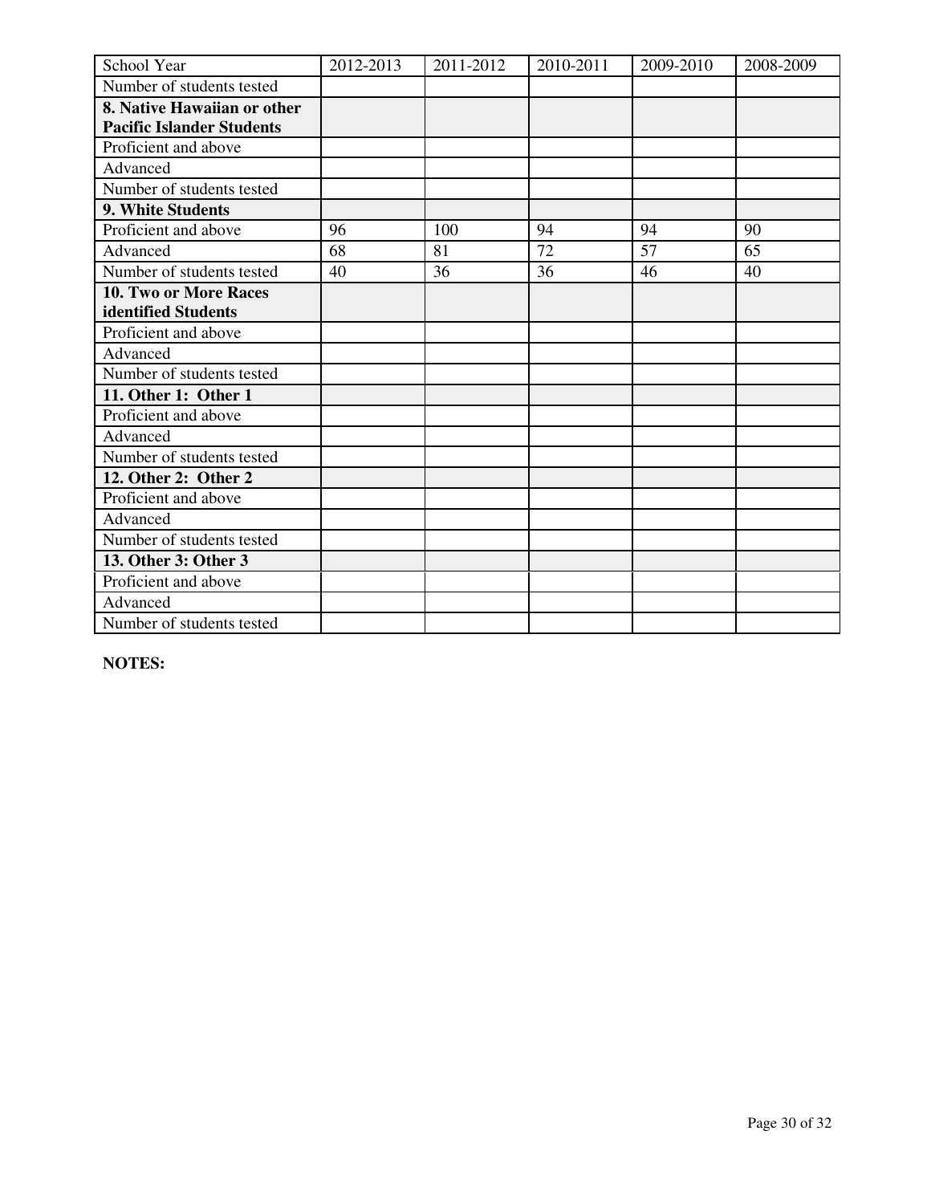| School Year | 2012-2013 | 2011-2012 | 2010-2011 | 2009-2010 | 2008-2009 |
|---|---|---|---|---|---|
| Number of students tested | | | | | |
| **8. Native Hawaiian or other Pacific Islander Students** | | | | | |
| Proficient and above | | | | | |
| Advanced | | | | | |
| Number of students tested | | | | | |
| **9. White Students** | | | | | |
| Proficient and above | 96 | 100 | 94 | 94 | 90 |
| Advanced | 68 | 81 | 72 | 57 | 65 |
| Number of students tested | 40 | 36 | 36 | 46 | 40 |
| **10. Two or More Races identified Students** | | | | | |
| Proficient and above | | | | | |
| Advanced | | | | | |
| Number of students tested | | | | | |
| **11. Other 1: Other 1** | | | | | |
| Proficient and above | | | | | |
| Advanced | | | | | |
| Number of students tested | | | | | |
| **12. Other 2: Other 2** | | | | | |
| Proficient and above | | | | | |
| Advanced | | | | | |
| Number of students tested | | | | | |
| **13. Other 3: Other 3** | | | | | |
| Proficient and above | | | | | |
| Advanced | | | | | |
| Number of students tested | | | | | |

**NOTES:**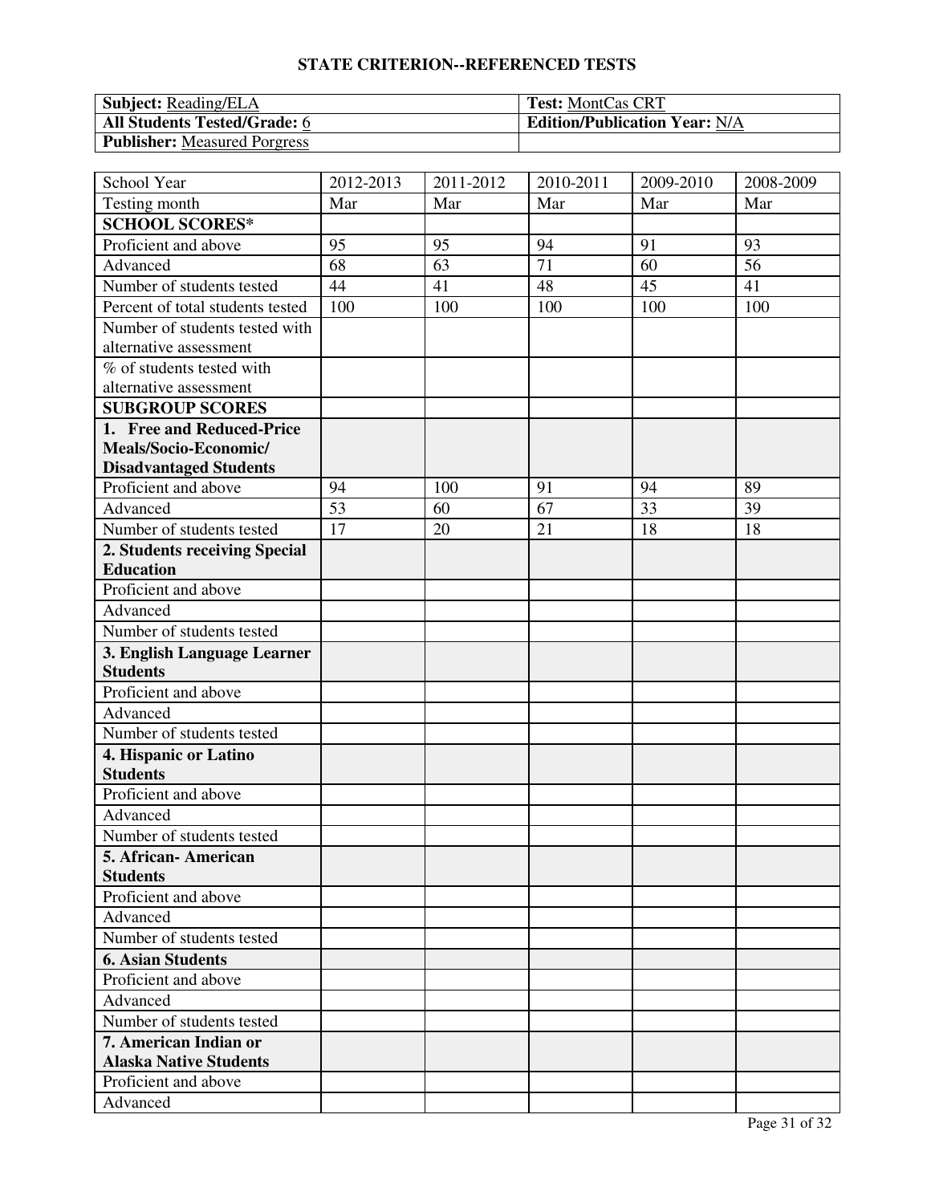## STATE CRITERION--REFERENCED TESTS

| **Subject:** Reading/ELA | **Test:** MontCas CRT |
|---|---|
| **All Students Tested/Grade:** 6 | **Edition/Publication Year:** N/A |
| **Publisher:** Measured Porgress | |

| School Year | 2012-2013 | 2011-2012 | 2010-2011 | 2009-2010 | 2008-2009 |
|---|---|---|---|---|---|
| Testing month | Mar | Mar | Mar | Mar | Mar |
| **SCHOOL SCORES*** | | | | | |
| Proficient and above | 95 | 95 | 94 | 91 | 93 |
| Advanced | 68 | 63 | 71 | 60 | 56 |
| Number of students tested | 44 | 41 | 48 | 45 | 41 |
| Percent of total students tested | 100 | 100 | 100 | 100 | 100 |
| Number of students tested with alternative assessment | | | | | |
| % of students tested with alternative assessment | | | | | |
| **SUBGROUP SCORES** | | | | | |
| **1. Free and Reduced-Price Meals/Socio-Economic/ Disadvantaged Students** | | | | | |
| Proficient and above | 94 | 100 | 91 | 94 | 89 |
| Advanced | 53 | 60 | 67 | 33 | 39 |
| Number of students tested | 17 | 20 | 21 | 18 | 18 |
| **2. Students receiving Special Education** | | | | | |
| Proficient and above | | | | | |
| Advanced | | | | | |
| Number of students tested | | | | | |
| **3. English Language Learner Students** | | | | | |
| Proficient and above | | | | | |
| Advanced | | | | | |
| Number of students tested | | | | | |
| **4. Hispanic or Latino Students** | | | | | |
| Proficient and above | | | | | |
| Advanced | | | | | |
| Number of students tested | | | | | |
| **5. African- American Students** | | | | | |
| Proficient and above | | | | | |
| Advanced | | | | | |
| Number of students tested | | | | | |
| **6. Asian Students** | | | | | |
| Proficient and above | | | | | |
| Advanced | | | | | |
| Number of students tested | | | | | |
| **7. American Indian or Alaska Native Students** | | | | | |
| Proficient and above | | | | | |
| Advanced | | | | | |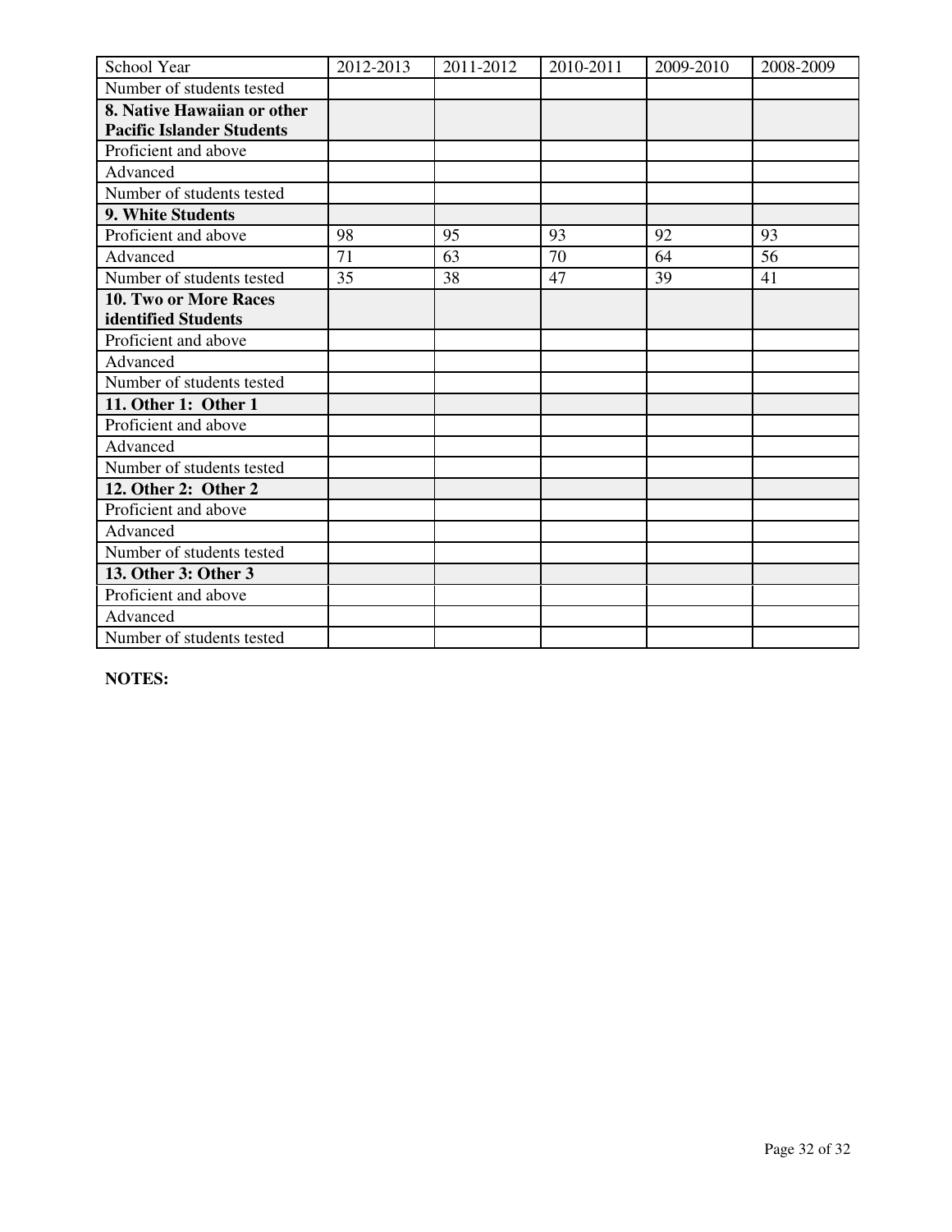| School Year | 2012-2013 | 2011-2012 | 2010-2011 | 2009-2010 | 2008-2009 |
|---|---|---|---|---|---|
| Number of students tested | | | | | |
| **8. Native Hawaiian or other Pacific Islander Students** | | | | | |
| Proficient and above | | | | | |
| Advanced | | | | | |
| Number of students tested | | | | | |
| **9. White Students** | | | | | |
| Proficient and above | 98 | 95 | 93 | 92 | 93 |
| Advanced | 71 | 63 | 70 | 64 | 56 |
| Number of students tested | 35 | 38 | 47 | 39 | 41 |
| **10. Two or More Races identified Students** | | | | | |
| Proficient and above | | | | | |
| Advanced | | | | | |
| Number of students tested | | | | | |
| **11. Other 1: Other 1** | | | | | |
| Proficient and above | | | | | |
| Advanced | | | | | |
| Number of students tested | | | | | |
| **12. Other 2: Other 2** | | | | | |
| Proficient and above | | | | | |
| Advanced | | | | | |
| Number of students tested | | | | | |
| **13. Other 3: Other 3** | | | | | |
| Proficient and above | | | | | |
| Advanced | | | | | |
| Number of students tested | | | | | |

**NOTES:**